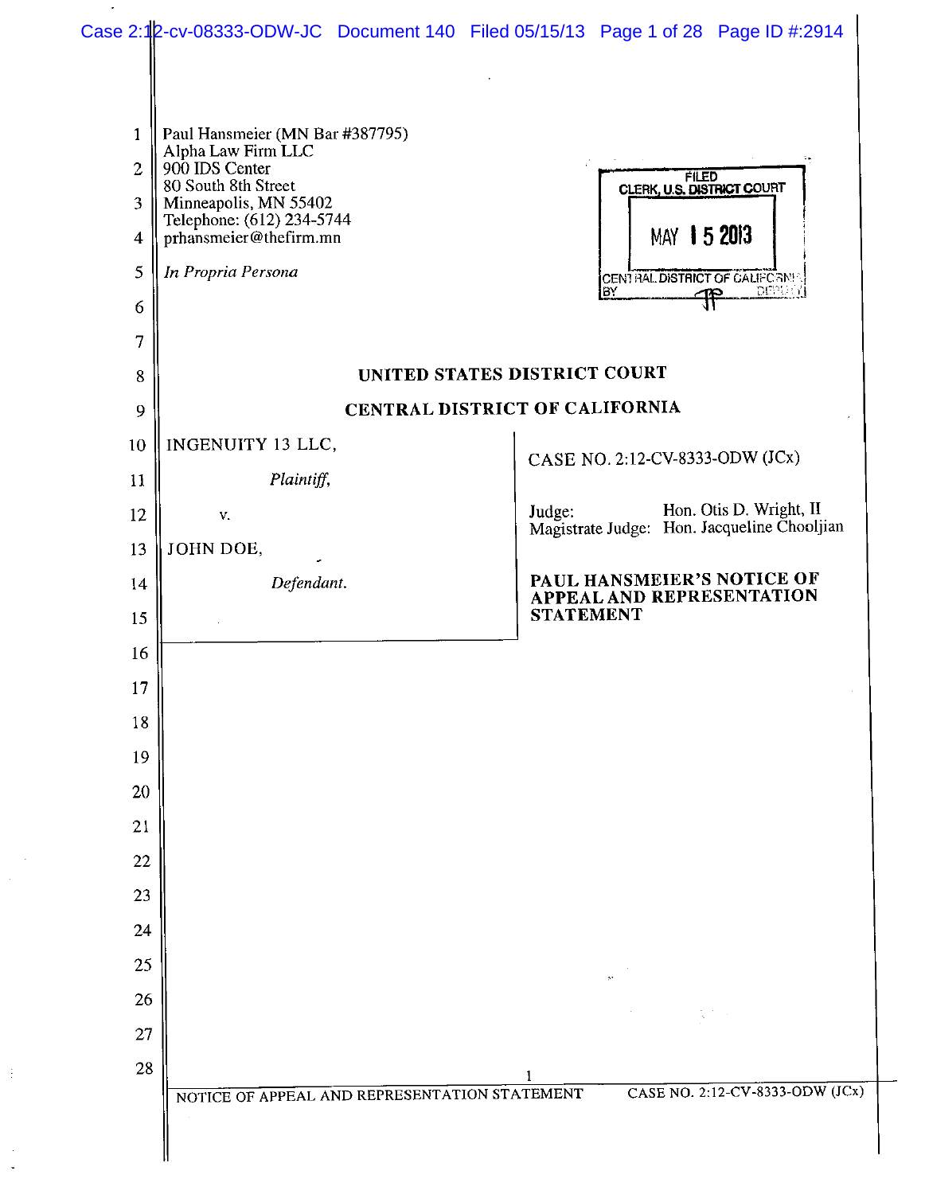Paul Hansmeier (MN Bar #387795)
Alpha Law Firm LLC
900 IDS Center
80 South 8th Street
Minneapolis, MN 55402
Telephone: (612) 234-5744
prhansmeier@thefirm.mn

*In Propria Persona*

FILED
CLERK, U.S. DISTRICT COURT
MAY 15 2013
CENTRAL DISTRICT OF CALIFORNIA
BY DEPUTY

**UNITED STATES DISTRICT COURT**

**CENTRAL DISTRICT OF CALIFORNIA**

INGENUITY 13 LLC,

*Plaintiff,*

v.

JOHN DOE,

*Defendant.*

CASE NO. 2:12-CV-8333-ODW (JCx)

Judge: Hon. Otis D. Wright, II
Magistrate Judge: Hon. Jacqueline Chooljian

**PAUL HANSMEIER'S NOTICE OF APPEAL AND REPRESENTATION STATEMENT**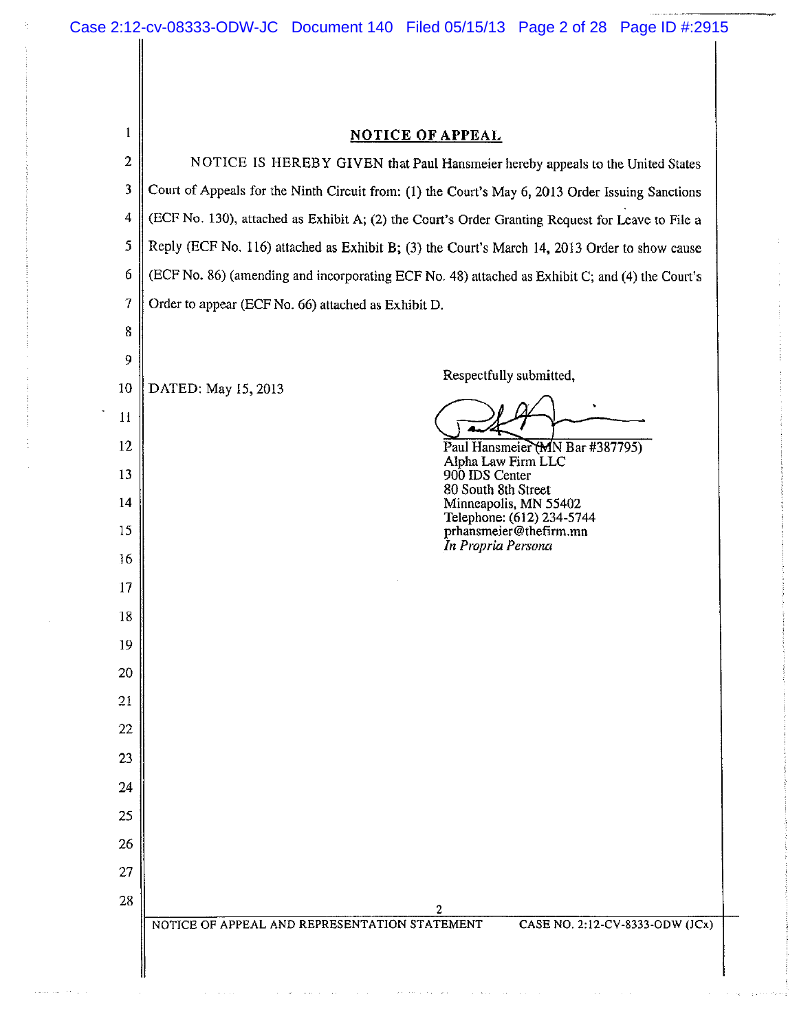## NOTICE OF APPEAL

NOTICE IS HEREBY GIVEN that Paul Hansmeier hereby appeals to the United States Court of Appeals for the Ninth Circuit from: (1) the Court's May 6, 2013 Order Issuing Sanctions (ECF No. 130), attached as Exhibit A; (2) the Court's Order Granting Request for Leave to File a Reply (ECF No. 116) attached as Exhibit B; (3) the Court's March 14, 2013 Order to show cause (ECF No. 86) (amending and incorporating ECF No. 48) attached as Exhibit C; and (4) the Court's Order to appear (ECF No. 66) attached as Exhibit D.

DATED: May 15, 2013

Respectfully submitted,

Paul Hansmeier (MN Bar #387795)
Alpha Law Firm LLC
900 IDS Center
80 South 8th Street
Minneapolis, MN 55402
Telephone: (612) 234-5744
prhansmeier@thefirm.mn
*In Propria Persona*

NOTICE OF APPEAL AND REPRESENTATION STATEMENT — CASE NO. 2:12-CV-8333-ODW (JCx)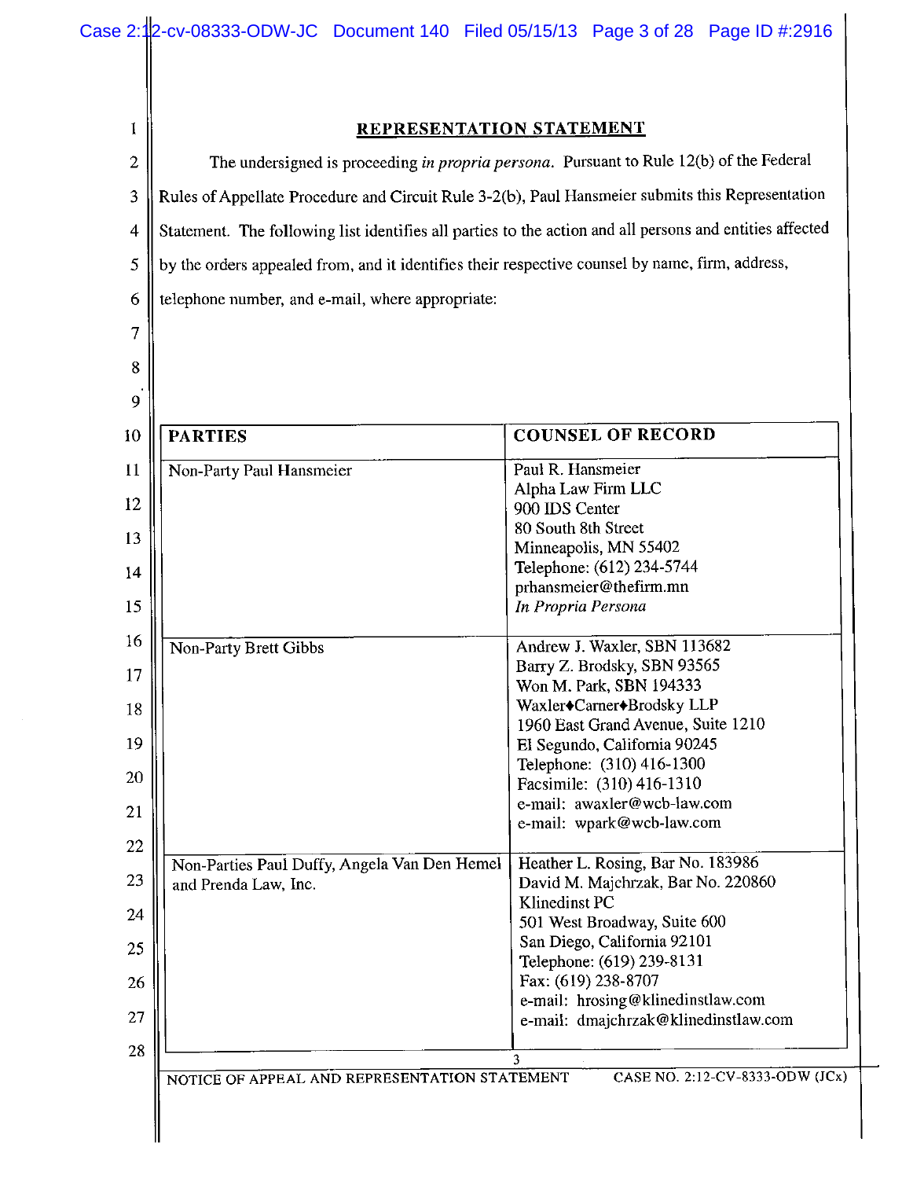## REPRESENTATION STATEMENT

The undersigned is proceeding *in propria persona*. Pursuant to Rule 12(b) of the Federal Rules of Appellate Procedure and Circuit Rule 3-2(b), Paul Hansmeier submits this Representation Statement. The following list identifies all parties to the action and all persons and entities affected by the orders appealed from, and it identifies their respective counsel by name, firm, address, telephone number, and e-mail, where appropriate:

| PARTIES | COUNSEL OF RECORD |
|---|---|
| Non-Party Paul Hansmeier | Paul R. Hansmeier<br>Alpha Law Firm LLC<br>900 IDS Center<br>80 South 8th Street<br>Minneapolis, MN 55402<br>Telephone: (612) 234-5744<br>prhansmeier@thefirm.mn<br>*In Propria Persona* |
| Non-Party Brett Gibbs | Andrew J. Waxler, SBN 113682<br>Barry Z. Brodsky, SBN 93565<br>Won M. Park, SBN 194333<br>Waxler♦Carner♦Brodsky LLP<br>1960 East Grand Avenue, Suite 1210<br>El Segundo, California 90245<br>Telephone: (310) 416-1300<br>Facsimile: (310) 416-1310<br>e-mail: awaxler@wcb-law.com<br>e-mail: wpark@wcb-law.com |
| Non-Parties Paul Duffy, Angela Van Den Hemel and Prenda Law, Inc. | Heather L. Rosing, Bar No. 183986<br>David M. Majchrzak, Bar No. 220860<br>Klinedinst PC<br>501 West Broadway, Suite 600<br>San Diego, California 92101<br>Telephone: (619) 239-8131<br>Fax: (619) 238-8707<br>e-mail: hrosing@klinedinstlaw.com<br>e-mail: dmajchrzak@klinedinstlaw.com |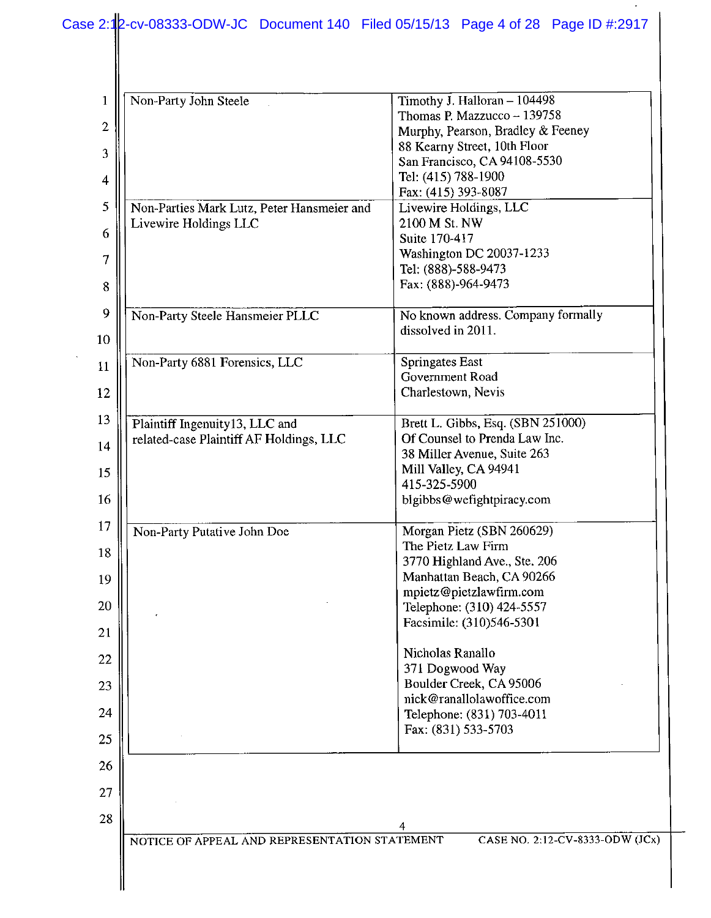| | |
|---|---|
| Non-Party John Steele | Timothy J. Halloran – 104498<br>Thomas P. Mazzucco – 139758<br>Murphy, Pearson, Bradley & Feeney<br>88 Kearny Street, 10th Floor<br>San Francisco, CA 94108-5530<br>Tel: (415) 788-1900<br>Fax: (415) 393-8087 |
| Non-Parties Mark Lutz, Peter Hansmeier and Livewire Holdings LLC | Livewire Holdings, LLC<br>2100 M St. NW<br>Suite 170-417<br>Washington DC 20037-1233<br>Tel: (888)-588-9473<br>Fax: (888)-964-9473 |
| Non-Party Steele Hansmeier PLLC | No known address. Company formally dissolved in 2011. |
| Non-Party 6881 Forensics, LLC | Springates East<br>Government Road<br>Charlestown, Nevis |
| Plaintiff Ingenuity13, LLC and related-case Plaintiff AF Holdings, LLC | Brett L. Gibbs, Esq. (SBN 251000)<br>Of Counsel to Prenda Law Inc.<br>38 Miller Avenue, Suite 263<br>Mill Valley, CA 94941<br>415-325-5900<br>blgibbs@wefightpiracy.com |
| Non-Party Putative John Doe | Morgan Pietz (SBN 260629)<br>The Pietz Law Firm<br>3770 Highland Ave., Ste. 206<br>Manhattan Beach, CA 90266<br>mpietz@pietzlawfirm.com<br>Telephone: (310) 424-5557<br>Facsimile: (310)546-5301<br><br>Nicholas Ranallo<br>371 Dogwood Way<br>Boulder Creek, CA 95006<br>nick@ranallolawoffice.com<br>Telephone: (831) 703-4011<br>Fax: (831) 533-5703 |

NOTICE OF APPEAL AND REPRESENTATION STATEMENT CASE NO. 2:12-CV-8333-ODW (JCx)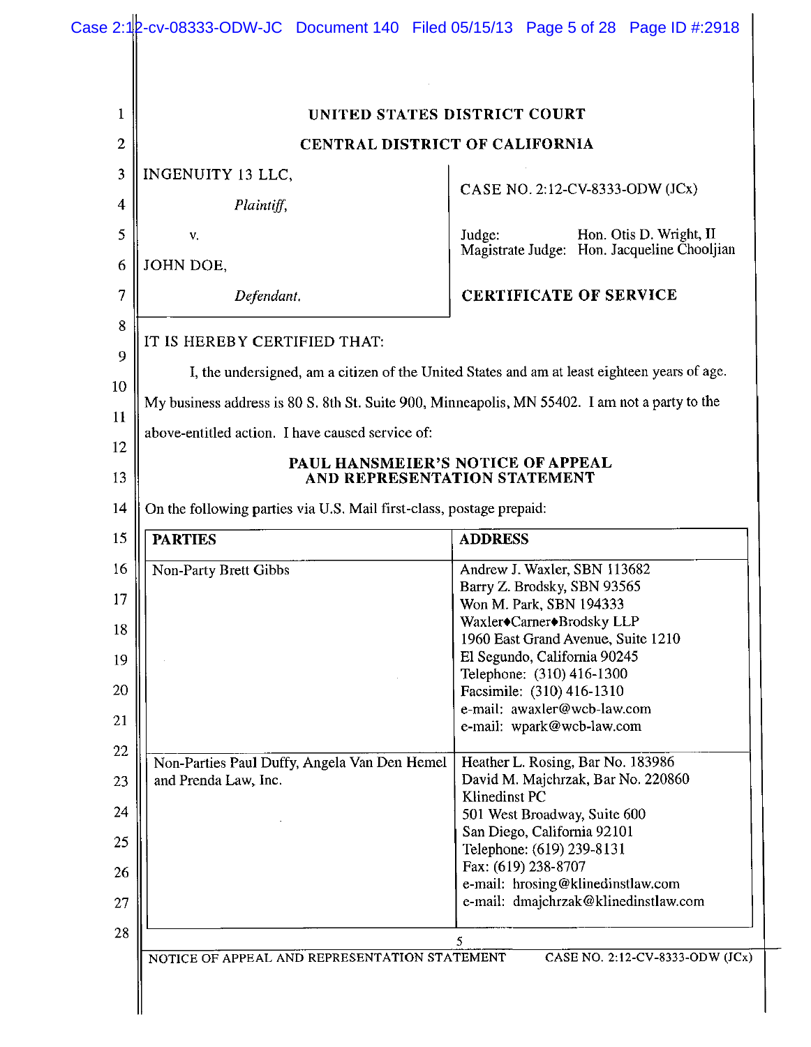UNITED STATES DISTRICT COURT

CENTRAL DISTRICT OF CALIFORNIA

INGENUITY 13 LLC,

*Plaintiff,*

v.

JOHN DOE,

*Defendant.*

CASE NO. 2:12-CV-8333-ODW (JCx)

Judge: Hon. Otis D. Wright, II
Magistrate Judge: Hon. Jacqueline Chooljian

**CERTIFICATE OF SERVICE**

IT IS HEREBY CERTIFIED THAT:

I, the undersigned, am a citizen of the United States and am at least eighteen years of age. My business address is 80 S. 8th St. Suite 900, Minneapolis, MN 55402. I am not a party to the above-entitled action. I have caused service of:

**PAUL HANSMEIER'S NOTICE OF APPEAL AND REPRESENTATION STATEMENT**

On the following parties via U.S. Mail first-class, postage prepaid:

| PARTIES | ADDRESS |
|---|---|
| Non-Party Brett Gibbs | Andrew J. Waxler, SBN 113682<br>Barry Z. Brodsky, SBN 93565<br>Won M. Park, SBN 194333<br>Waxler♦Carner♦Brodsky LLP<br>1960 East Grand Avenue, Suite 1210<br>El Segundo, California 90245<br>Telephone: (310) 416-1300<br>Facsimile: (310) 416-1310<br>e-mail: awaxler@wcb-law.com<br>e-mail: wpark@wcb-law.com |
| Non-Parties Paul Duffy, Angela Van Den Hemel and Prenda Law, Inc. | Heather L. Rosing, Bar No. 183986<br>David M. Majchrzak, Bar No. 220860<br>Klinedinst PC<br>501 West Broadway, Suite 600<br>San Diego, California 92101<br>Telephone: (619) 239-8131<br>Fax: (619) 238-8707<br>e-mail: hrosing@klinedinstlaw.com<br>e-mail: dmajchrzak@klinedinstlaw.com |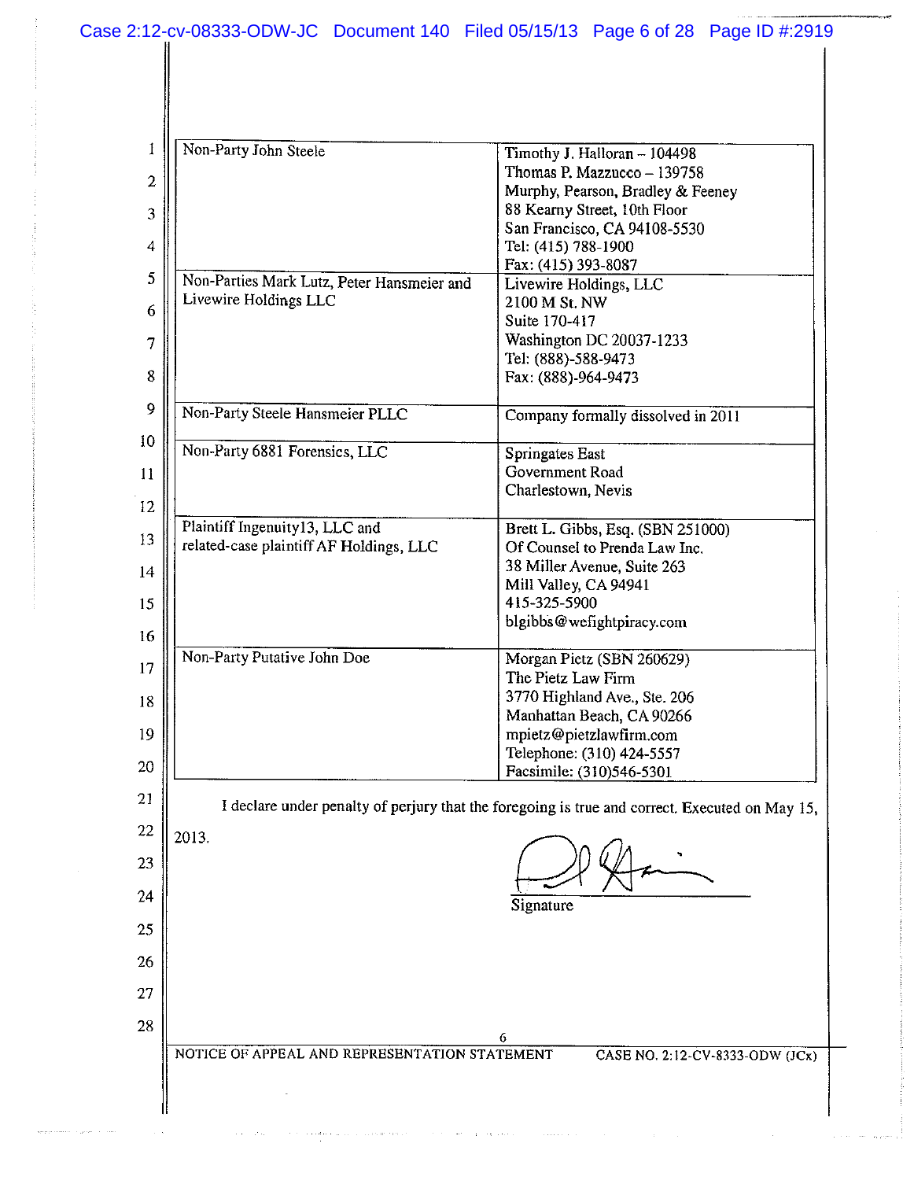| | |
|---|---|
| Non-Party John Steele | Timothy J. Halloran – 104498<br>Thomas P. Mazzucco – 139758<br>Murphy, Pearson, Bradley & Feeney<br>88 Kearny Street, 10th Floor<br>San Francisco, CA 94108-5530<br>Tel: (415) 788-1900<br>Fax: (415) 393-8087 |
| Non-Parties Mark Lutz, Peter Hansmeier and Livewire Holdings LLC | Livewire Holdings, LLC<br>2100 M St. NW<br>Suite 170-417<br>Washington DC 20037-1233<br>Tel: (888)-588-9473<br>Fax: (888)-964-9473 |
| Non-Party Steele Hansmeier PLLC | Company formally dissolved in 2011 |
| Non-Party 6881 Forensics, LLC | Springates East<br>Government Road<br>Charlestown, Nevis |
| Plaintiff Ingenuity13, LLC and related-case plaintiff AF Holdings, LLC | Brett L. Gibbs, Esq. (SBN 251000)<br>Of Counsel to Prenda Law Inc.<br>38 Miller Avenue, Suite 263<br>Mill Valley, CA 94941<br>415-325-5900<br>blgibbs@wefightpiracy.com |
| Non-Party Putative John Doe | Morgan Pietz (SBN 260629)<br>The Pietz Law Firm<br>3770 Highland Ave., Ste. 206<br>Manhattan Beach, CA 90266<br>mpietz@pietzlawfirm.com<br>Telephone: (310) 424-5557<br>Facsimile: (310)546-5301 |

I declare under penalty of perjury that the foregoing is true and correct. Executed on May 15, 2013.

Signature

NOTICE OF APPEAL AND REPRESENTATION STATEMENT — CASE NO. 2:12-CV-8333-ODW (JCx)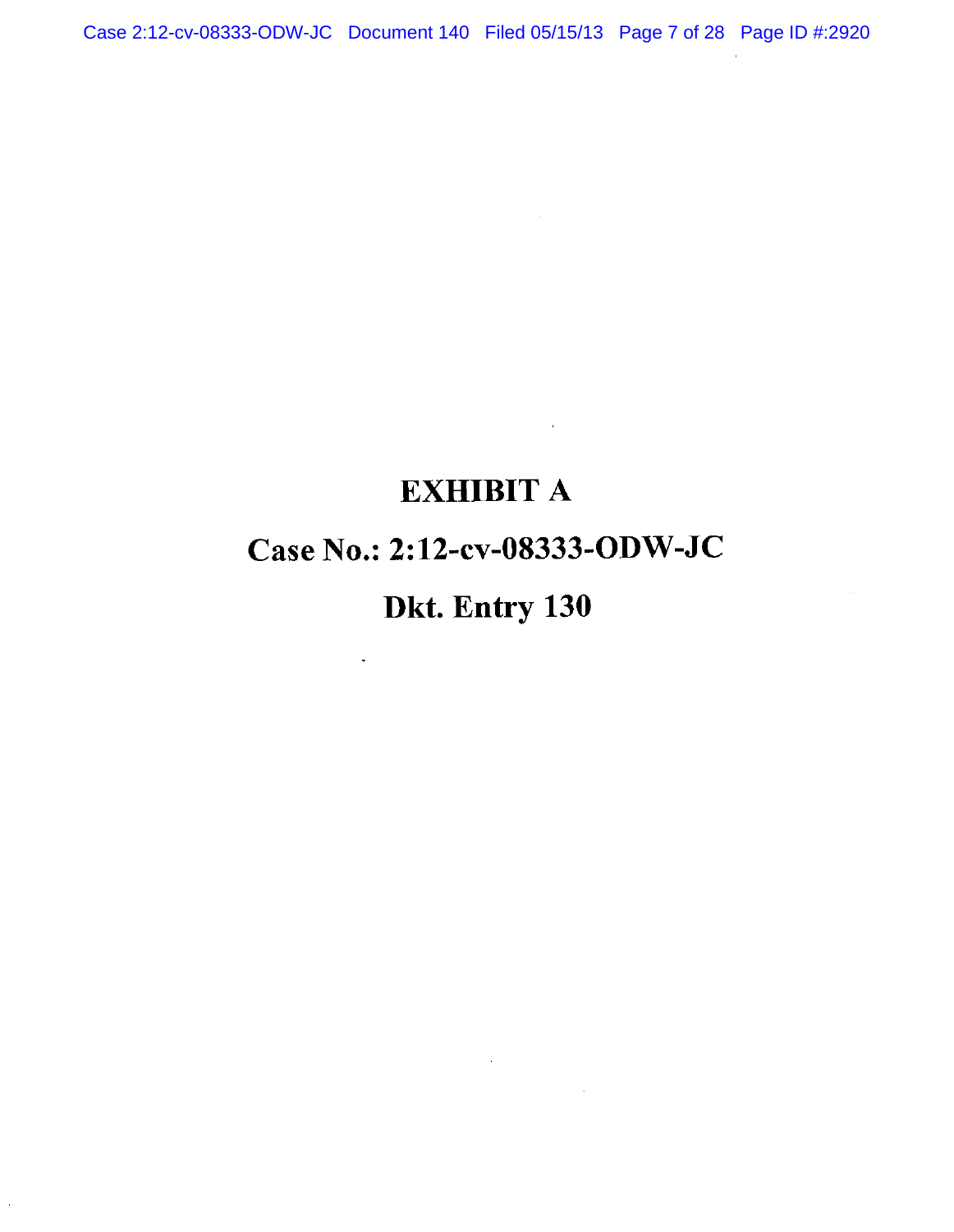# EXHIBIT A

## Case No.: 2:12-cv-08333-ODW-JC

## Dkt. Entry 130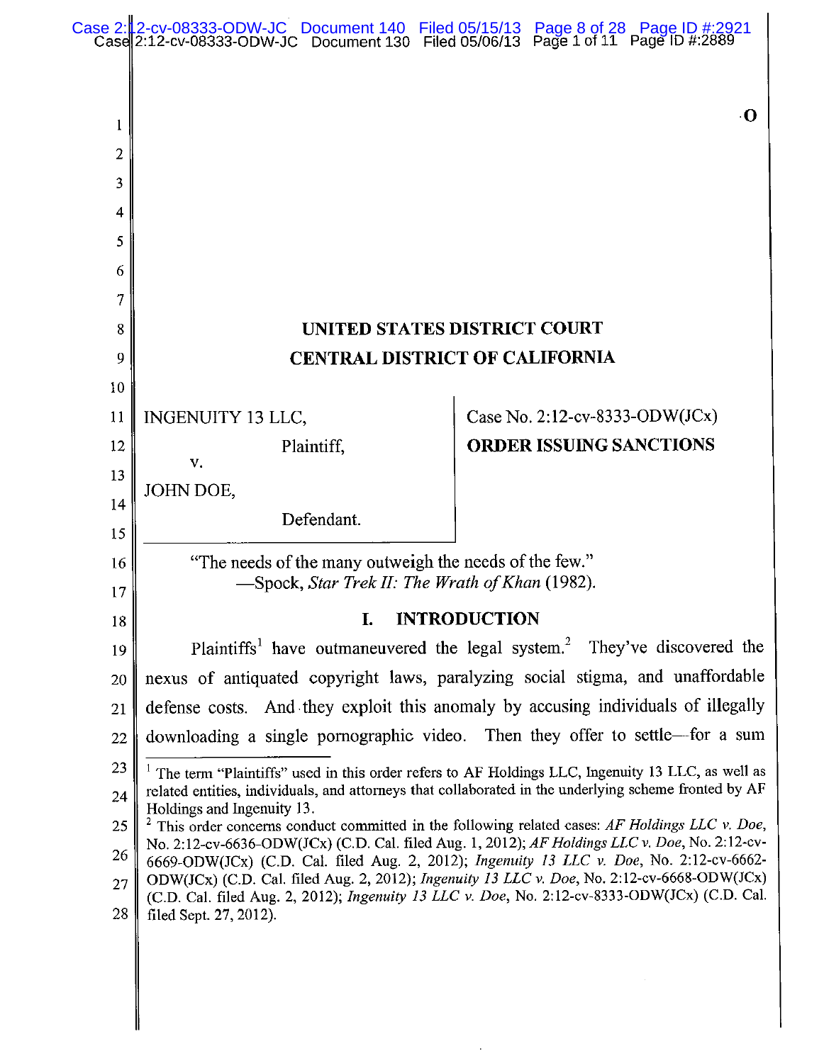O

# UNITED STATES DISTRICT COURT
# CENTRAL DISTRICT OF CALIFORNIA

INGENUITY 13 LLC,
Plaintiff,
v.
JOHN DOE,
Defendant.

Case No. 2:12-cv-8333-ODW(JCx)

**ORDER ISSUING SANCTIONS**

"The needs of the many outweigh the needs of the few."
—Spock, *Star Trek II: The Wrath of Khan* (1982).

## I. INTRODUCTION

Plaintiffs[1] have outmaneuvered the legal system.[2] They've discovered the nexus of antiquated copyright laws, paralyzing social stigma, and unaffordable defense costs. And they exploit this anomaly by accusing individuals of illegally downloading a single pornographic video. Then they offer to settle—for a sum

---

[1] The term "Plaintiffs" used in this order refers to AF Holdings LLC, Ingenuity 13 LLC, as well as related entities, individuals, and attorneys that collaborated in the underlying scheme fronted by AF Holdings and Ingenuity 13.

[2] This order concerns conduct committed in the following related cases: *AF Holdings LLC v. Doe*, No. 2:12-cv-6636-ODW(JCx) (C.D. Cal. filed Aug. 1, 2012); *AF Holdings LLC v. Doe*, No. 2:12-cv-6669-ODW(JCx) (C.D. Cal. filed Aug. 2, 2012); *Ingenuity 13 LLC v. Doe*, No. 2:12-cv-6662-ODW(JCx) (C.D. Cal. filed Aug. 2, 2012); *Ingenuity 13 LLC v. Doe*, No. 2:12-cv-6668-ODW(JCx) (C.D. Cal. filed Aug. 2, 2012); *Ingenuity 13 LLC v. Doe*, No. 2:12-cv-8333-ODW(JCx) (C.D. Cal. filed Sept. 27, 2012).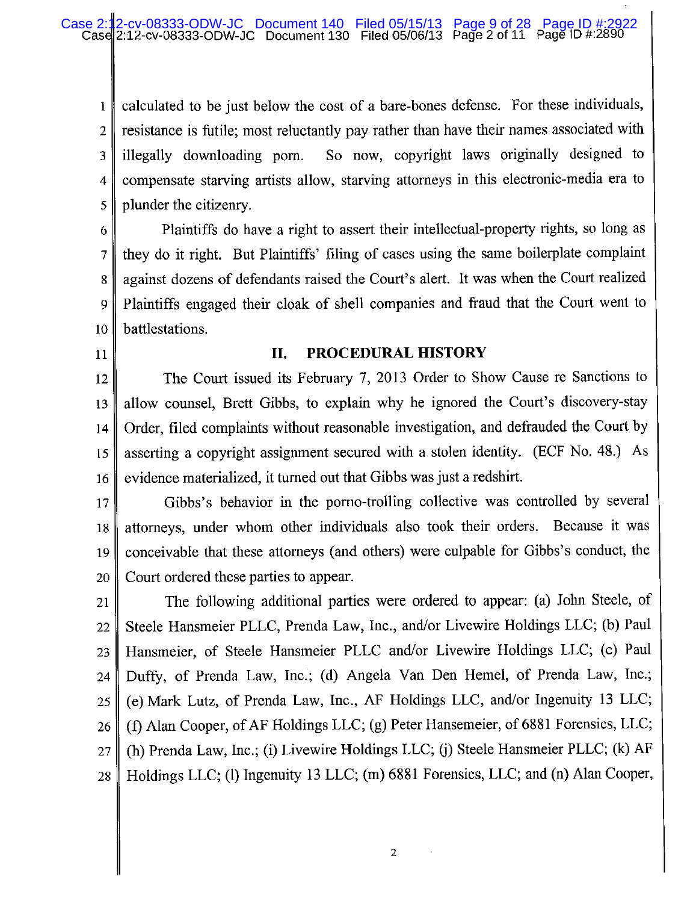calculated to be just below the cost of a bare-bones defense. For these individuals, resistance is futile; most reluctantly pay rather than have their names associated with illegally downloading porn. So now, copyright laws originally designed to compensate starving artists allow, starving attorneys in this electronic-media era to plunder the citizenry.

Plaintiffs do have a right to assert their intellectual-property rights, so long as they do it right. But Plaintiffs' filing of cases using the same boilerplate complaint against dozens of defendants raised the Court's alert. It was when the Court realized Plaintiffs engaged their cloak of shell companies and fraud that the Court went to battlestations.

## II. PROCEDURAL HISTORY

The Court issued its February 7, 2013 Order to Show Cause re Sanctions to allow counsel, Brett Gibbs, to explain why he ignored the Court's discovery-stay Order, filed complaints without reasonable investigation, and defrauded the Court by asserting a copyright assignment secured with a stolen identity. (ECF No. 48.) As evidence materialized, it turned out that Gibbs was just a redshirt.

Gibbs's behavior in the porno-trolling collective was controlled by several attorneys, under whom other individuals also took their orders. Because it was conceivable that these attorneys (and others) were culpable for Gibbs's conduct, the Court ordered these parties to appear.

The following additional parties were ordered to appear: (a) John Steele, of Steele Hansmeier PLLC, Prenda Law, Inc., and/or Livewire Holdings LLC; (b) Paul Hansmeier, of Steele Hansmeier PLLC and/or Livewire Holdings LLC; (c) Paul Duffy, of Prenda Law, Inc.; (d) Angela Van Den Hemel, of Prenda Law, Inc.; (e) Mark Lutz, of Prenda Law, Inc., AF Holdings LLC, and/or Ingenuity 13 LLC; (f) Alan Cooper, of AF Holdings LLC; (g) Peter Hansemeier, of 6881 Forensics, LLC; (h) Prenda Law, Inc.; (i) Livewire Holdings LLC; (j) Steele Hansmeier PLLC; (k) AF Holdings LLC; (l) Ingenuity 13 LLC; (m) 6881 Forensics, LLC; and (n) Alan Cooper,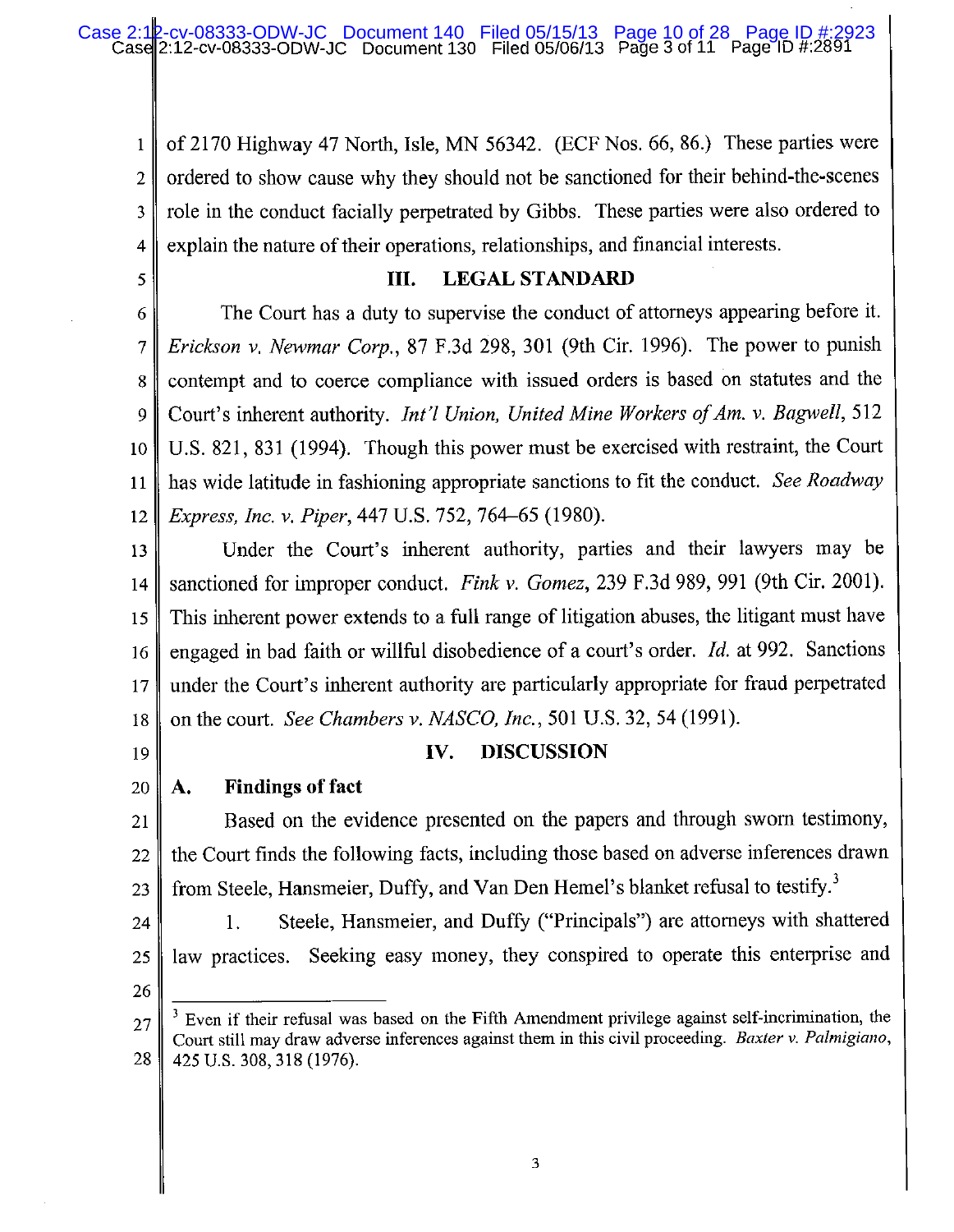of 2170 Highway 47 North, Isle, MN 56342. (ECF Nos. 66, 86.) These parties were ordered to show cause why they should not be sanctioned for their behind-the-scenes role in the conduct facially perpetrated by Gibbs. These parties were also ordered to explain the nature of their operations, relationships, and financial interests.

## III. LEGAL STANDARD

The Court has a duty to supervise the conduct of attorneys appearing before it. *Erickson v. Newmar Corp.*, 87 F.3d 298, 301 (9th Cir. 1996). The power to punish contempt and to coerce compliance with issued orders is based on statutes and the Court's inherent authority. *Int'l Union, United Mine Workers of Am. v. Bagwell*, 512 U.S. 821, 831 (1994). Though this power must be exercised with restraint, the Court has wide latitude in fashioning appropriate sanctions to fit the conduct. *See Roadway Express, Inc. v. Piper*, 447 U.S. 752, 764–65 (1980).

Under the Court's inherent authority, parties and their lawyers may be sanctioned for improper conduct. *Fink v. Gomez*, 239 F.3d 989, 991 (9th Cir. 2001). This inherent power extends to a full range of litigation abuses, the litigant must have engaged in bad faith or willful disobedience of a court's order. *Id.* at 992. Sanctions under the Court's inherent authority are particularly appropriate for fraud perpetrated on the court. *See Chambers v. NASCO, Inc.*, 501 U.S. 32, 54 (1991).

## IV. DISCUSSION

### A. Findings of fact

Based on the evidence presented on the papers and through sworn testimony, the Court finds the following facts, including those based on adverse inferences drawn from Steele, Hansmeier, Duffy, and Van Den Hemel's blanket refusal to testify.[3]

1. Steele, Hansmeier, and Duffy ("Principals") are attorneys with shattered law practices. Seeking easy money, they conspired to operate this enterprise and

[3] Even if their refusal was based on the Fifth Amendment privilege against self-incrimination, the Court still may draw adverse inferences against them in this civil proceeding. *Baxter v. Palmigiano*, 425 U.S. 308, 318 (1976).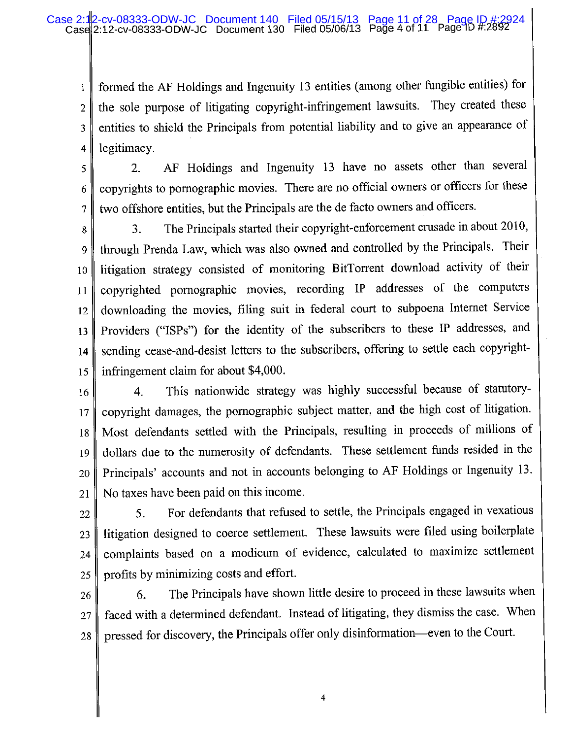formed the AF Holdings and Ingenuity 13 entities (among other fungible entities) for the sole purpose of litigating copyright-infringement lawsuits. They created these entities to shield the Principals from potential liability and to give an appearance of legitimacy.

2. AF Holdings and Ingenuity 13 have no assets other than several copyrights to pornographic movies. There are no official owners or officers for these two offshore entities, but the Principals are the de facto owners and officers.

3. The Principals started their copyright-enforcement crusade in about 2010, through Prenda Law, which was also owned and controlled by the Principals. Their litigation strategy consisted of monitoring BitTorrent download activity of their copyrighted pornographic movies, recording IP addresses of the computers downloading the movies, filing suit in federal court to subpoena Internet Service Providers ("ISPs") for the identity of the subscribers to these IP addresses, and sending cease-and-desist letters to the subscribers, offering to settle each copyright-infringement claim for about $4,000.

4. This nationwide strategy was highly successful because of statutory-copyright damages, the pornographic subject matter, and the high cost of litigation. Most defendants settled with the Principals, resulting in proceeds of millions of dollars due to the numerosity of defendants. These settlement funds resided in the Principals' accounts and not in accounts belonging to AF Holdings or Ingenuity 13. No taxes have been paid on this income.

5. For defendants that refused to settle, the Principals engaged in vexatious litigation designed to coerce settlement. These lawsuits were filed using boilerplate complaints based on a modicum of evidence, calculated to maximize settlement profits by minimizing costs and effort.

6. The Principals have shown little desire to proceed in these lawsuits when faced with a determined defendant. Instead of litigating, they dismiss the case. When pressed for discovery, the Principals offer only disinformation—even to the Court.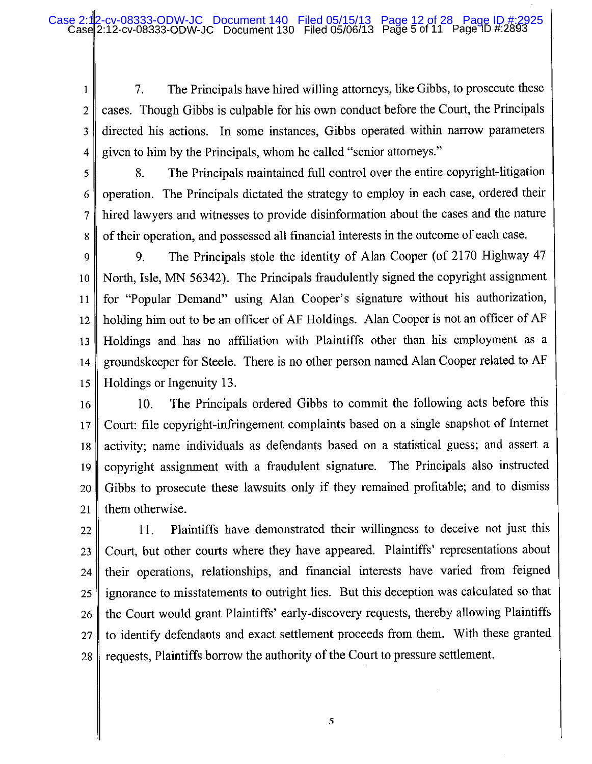7. The Principals have hired willing attorneys, like Gibbs, to prosecute these cases. Though Gibbs is culpable for his own conduct before the Court, the Principals directed his actions. In some instances, Gibbs operated within narrow parameters given to him by the Principals, whom he called "senior attorneys."

8. The Principals maintained full control over the entire copyright-litigation operation. The Principals dictated the strategy to employ in each case, ordered their hired lawyers and witnesses to provide disinformation about the cases and the nature of their operation, and possessed all financial interests in the outcome of each case.

9. The Principals stole the identity of Alan Cooper (of 2170 Highway 47 North, Isle, MN 56342). The Principals fraudulently signed the copyright assignment for "Popular Demand" using Alan Cooper's signature without his authorization, holding him out to be an officer of AF Holdings. Alan Cooper is not an officer of AF Holdings and has no affiliation with Plaintiffs other than his employment as a groundskeeper for Steele. There is no other person named Alan Cooper related to AF Holdings or Ingenuity 13.

10. The Principals ordered Gibbs to commit the following acts before this Court: file copyright-infringement complaints based on a single snapshot of Internet activity; name individuals as defendants based on a statistical guess; and assert a copyright assignment with a fraudulent signature. The Principals also instructed Gibbs to prosecute these lawsuits only if they remained profitable; and to dismiss them otherwise.

11. Plaintiffs have demonstrated their willingness to deceive not just this Court, but other courts where they have appeared. Plaintiffs' representations about their operations, relationships, and financial interests have varied from feigned ignorance to misstatements to outright lies. But this deception was calculated so that the Court would grant Plaintiffs' early-discovery requests, thereby allowing Plaintiffs to identify defendants and exact settlement proceeds from them. With these granted requests, Plaintiffs borrow the authority of the Court to pressure settlement.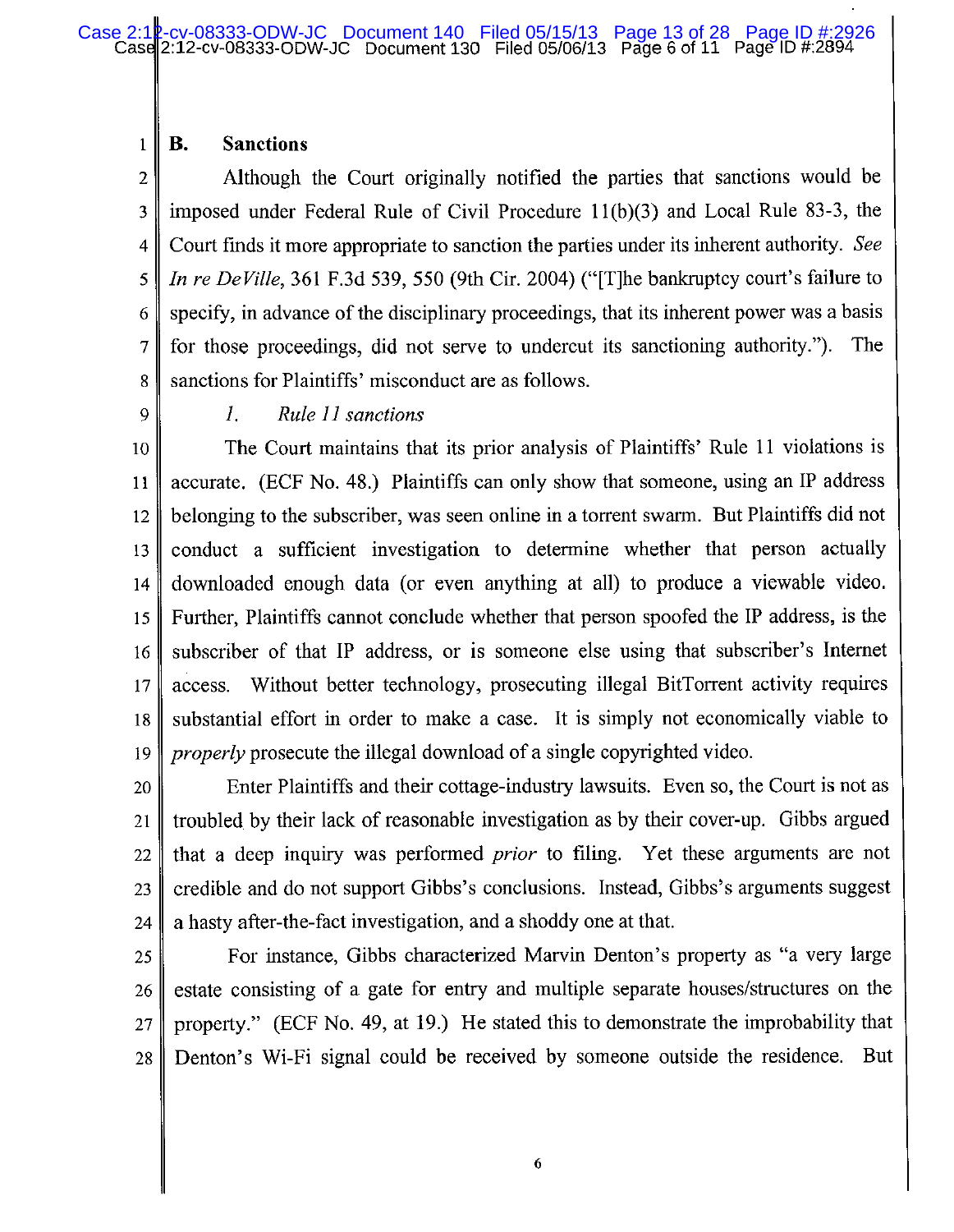## B. Sanctions

Although the Court originally notified the parties that sanctions would be imposed under Federal Rule of Civil Procedure 11(b)(3) and Local Rule 83-3, the Court finds it more appropriate to sanction the parties under its inherent authority. *See In re DeVille*, 361 F.3d 539, 550 (9th Cir. 2004) ("[T]he bankruptcy court's failure to specify, in advance of the disciplinary proceedings, that its inherent power was a basis for those proceedings, did not serve to undercut its sanctioning authority."). The sanctions for Plaintiffs' misconduct are as follows.

### *1. Rule 11 sanctions*

The Court maintains that its prior analysis of Plaintiffs' Rule 11 violations is accurate. (ECF No. 48.) Plaintiffs can only show that someone, using an IP address belonging to the subscriber, was seen online in a torrent swarm. But Plaintiffs did not conduct a sufficient investigation to determine whether that person actually downloaded enough data (or even anything at all) to produce a viewable video. Further, Plaintiffs cannot conclude whether that person spoofed the IP address, is the subscriber of that IP address, or is someone else using that subscriber's Internet access. Without better technology, prosecuting illegal BitTorrent activity requires substantial effort in order to make a case. It is simply not economically viable to *properly* prosecute the illegal download of a single copyrighted video.

Enter Plaintiffs and their cottage-industry lawsuits. Even so, the Court is not as troubled by their lack of reasonable investigation as by their cover-up. Gibbs argued that a deep inquiry was performed *prior* to filing. Yet these arguments are not credible and do not support Gibbs's conclusions. Instead, Gibbs's arguments suggest a hasty after-the-fact investigation, and a shoddy one at that.

For instance, Gibbs characterized Marvin Denton's property as "a very large estate consisting of a gate for entry and multiple separate houses/structures on the property." (ECF No. 49, at 19.) He stated this to demonstrate the improbability that Denton's Wi-Fi signal could be received by someone outside the residence. But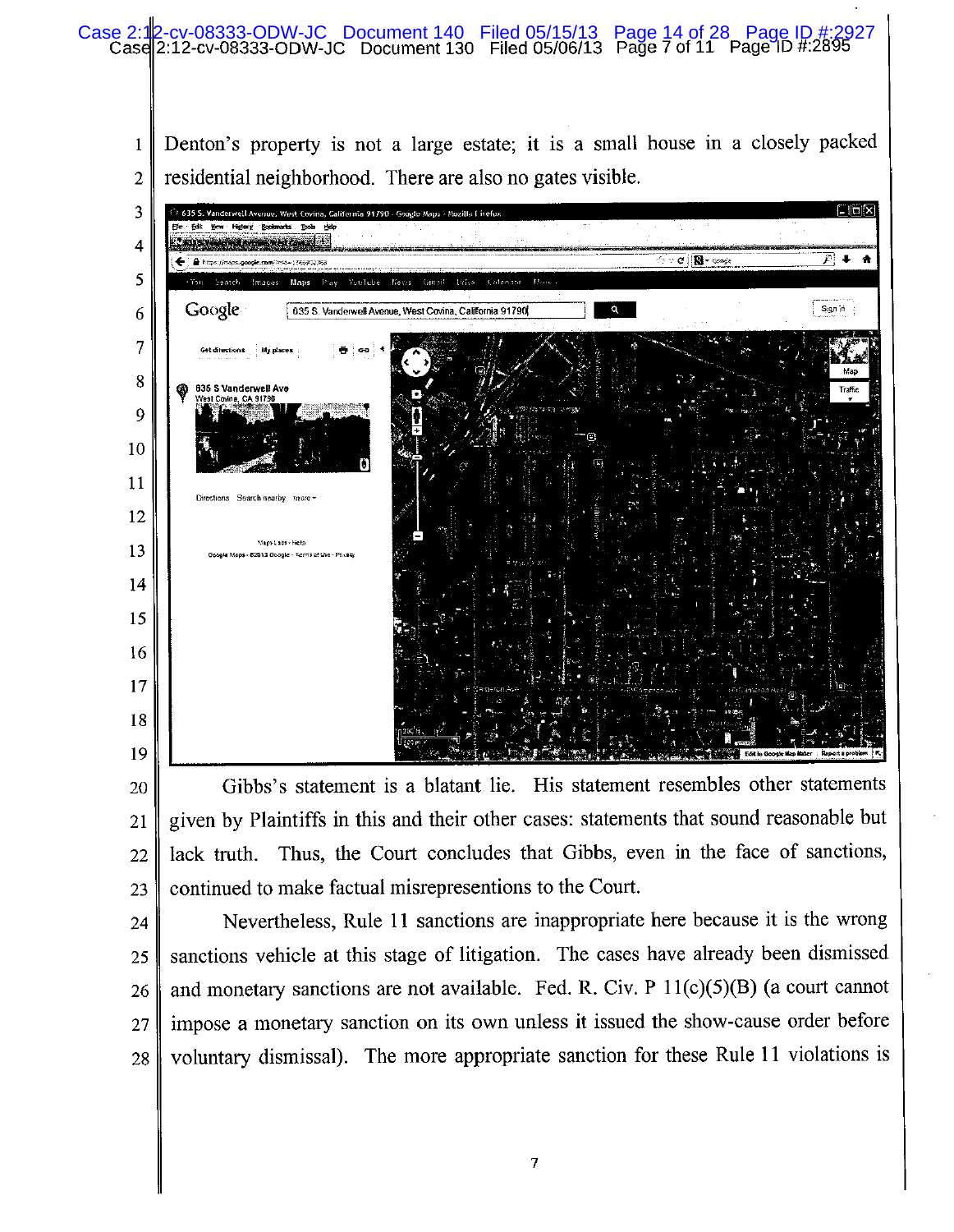Denton's property is not a large estate; it is a small house in a closely packed residential neighborhood. There are also no gates visible.

Gibbs's statement is a blatant lie. His statement resembles other statements given by Plaintiffs in this and their other cases: statements that sound reasonable but lack truth. Thus, the Court concludes that Gibbs, even in the face of sanctions, continued to make factual misrepresentions to the Court.

Nevertheless, Rule 11 sanctions are inappropriate here because it is the wrong sanctions vehicle at this stage of litigation. The cases have already been dismissed and monetary sanctions are not available. Fed. R. Civ. P 11(c)(5)(B) (a court cannot impose a monetary sanction on its own unless it issued the show-cause order before voluntary dismissal). The more appropriate sanction for these Rule 11 violations is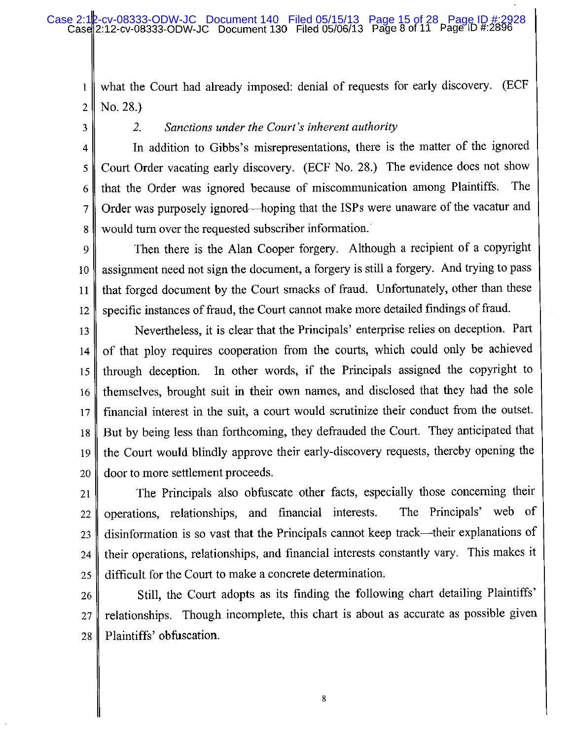what the Court had already imposed: denial of requests for early discovery. (ECF No. 28.)

### 2. *Sanctions under the Court's inherent authority*

In addition to Gibbs's misrepresentations, there is the matter of the ignored Court Order vacating early discovery. (ECF No. 28.) The evidence does not show that the Order was ignored because of miscommunication among Plaintiffs. The Order was purposely ignored—hoping that the ISPs were unaware of the vacatur and would turn over the requested subscriber information.

Then there is the Alan Cooper forgery. Although a recipient of a copyright assignment need not sign the document, a forgery is still a forgery. And trying to pass that forged document by the Court smacks of fraud. Unfortunately, other than these specific instances of fraud, the Court cannot make more detailed findings of fraud.

Nevertheless, it is clear that the Principals' enterprise relies on deception. Part of that ploy requires cooperation from the courts, which could only be achieved through deception. In other words, if the Principals assigned the copyright to themselves, brought suit in their own names, and disclosed that they had the sole financial interest in the suit, a court would scrutinize their conduct from the outset. But by being less than forthcoming, they defrauded the Court. They anticipated that the Court would blindly approve their early-discovery requests, thereby opening the door to more settlement proceeds.

The Principals also obfuscate other facts, especially those concerning their operations, relationships, and financial interests. The Principals' web of disinformation is so vast that the Principals cannot keep track—their explanations of their operations, relationships, and financial interests constantly vary. This makes it difficult for the Court to make a concrete determination.

Still, the Court adopts as its finding the following chart detailing Plaintiffs' relationships. Though incomplete, this chart is about as accurate as possible given Plaintiffs' obfuscation.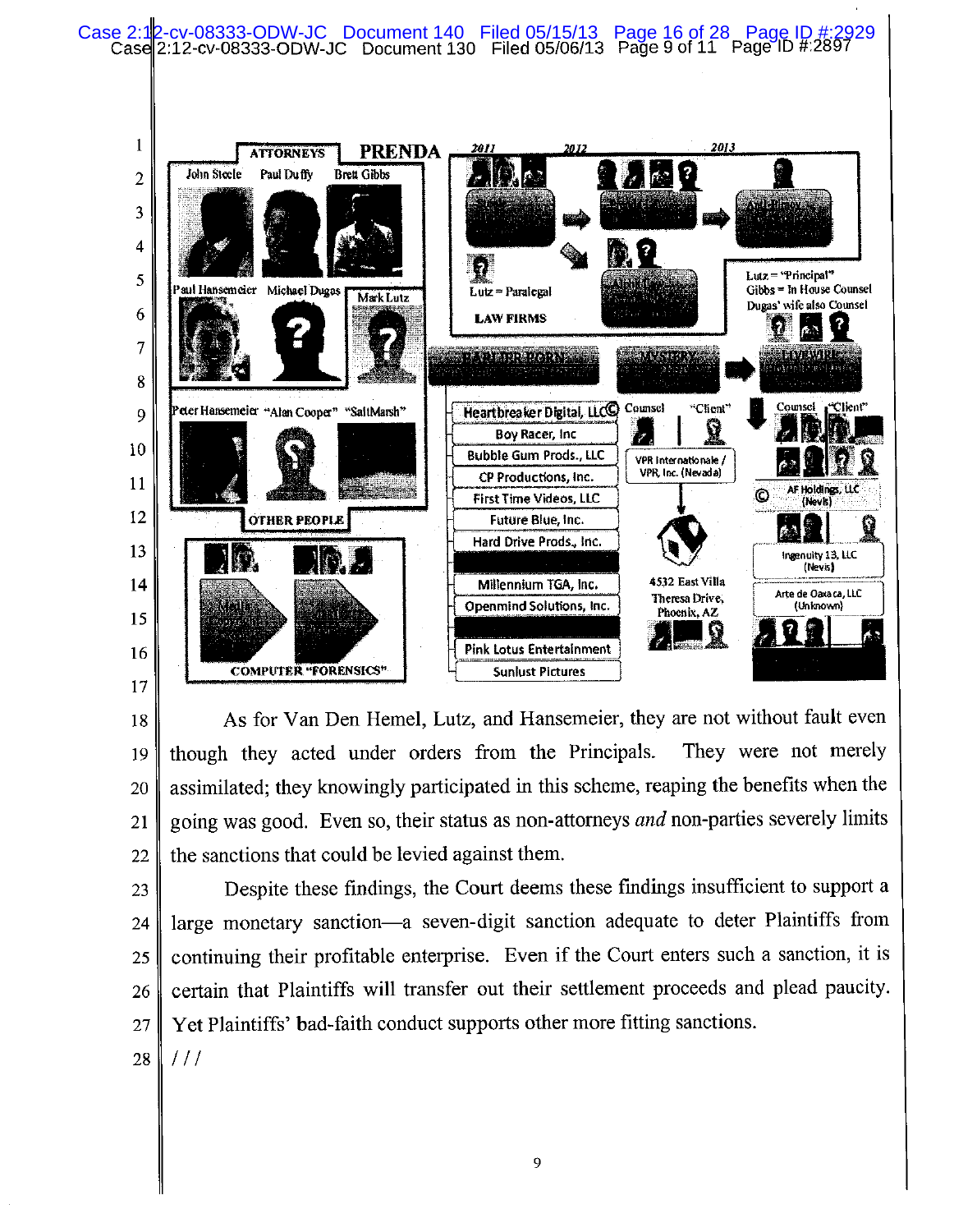PRENDA

ATTORNEYS

John Steele Paul Duffy Brett Gibbs

Paul Hansemeier Michael Dugas Mark Lutz

Peter Hansemeier "Alan Cooper" "SaltMarsh"

OTHER PEOPLE

COMPUTER "FORENSICS"

2011 2012 2013

Lutz = Paralegal

LAW FIRMS

Lutz = "Principal"
Gibbs = In House Counsel
Dugas' wife also Counsel

Heartbreaker Digital, LLC
Boy Racer, Inc
Bubble Gum Prods., LLC
CP Productions, Inc.
First Time Videos, LLC
Future Blue, Inc.
Hard Drive Prods., Inc.
Millennium TGA, Inc.
Openmind Solutions, Inc.
Pink Lotus Entertainment
Sunlust Pictures

Counsel "Client"

VPR Internationale / VPR, Inc. (Nevada)

4532 East Villa Theresa Drive, Phoenix, AZ

Counsel "Client"

AF Holdings, LLC (Nevis)

Ingenuity 13, LLC (Nevis)

Arte de Oaxaca, LLC (Unknown)

As for Van Den Hemel, Lutz, and Hansemeier, they are not without fault even though they acted under orders from the Principals. They were not merely assimilated; they knowingly participated in this scheme, reaping the benefits when the going was good. Even so, their status as non-attorneys *and* non-parties severely limits the sanctions that could be levied against them.

Despite these findings, the Court deems these findings insufficient to support a large monetary sanction—a seven-digit sanction adequate to deter Plaintiffs from continuing their profitable enterprise. Even if the Court enters such a sanction, it is certain that Plaintiffs will transfer out their settlement proceeds and plead paucity. Yet Plaintiffs' bad-faith conduct supports other more fitting sanctions.

/ / /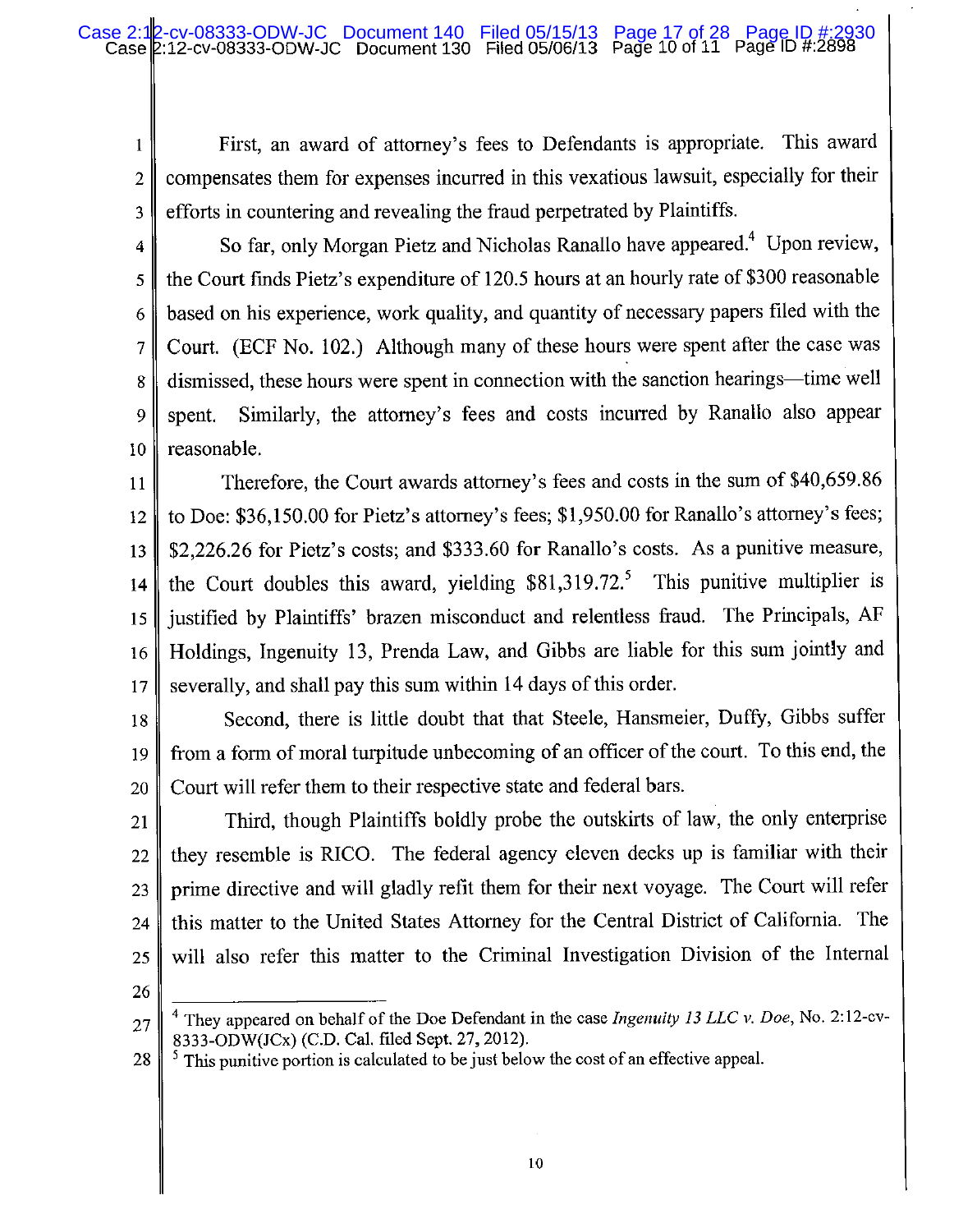First, an award of attorney's fees to Defendants is appropriate. This award compensates them for expenses incurred in this vexatious lawsuit, especially for their efforts in countering and revealing the fraud perpetrated by Plaintiffs.

So far, only Morgan Pietz and Nicholas Ranallo have appeared.[4] Upon review, the Court finds Pietz's expenditure of 120.5 hours at an hourly rate of $300 reasonable based on his experience, work quality, and quantity of necessary papers filed with the Court. (ECF No. 102.) Although many of these hours were spent after the case was dismissed, these hours were spent in connection with the sanction hearings—time well spent. Similarly, the attorney's fees and costs incurred by Ranallo also appear reasonable.

Therefore, the Court awards attorney's fees and costs in the sum of $40,659.86 to Doe: $36,150.00 for Pietz's attorney's fees; $1,950.00 for Ranallo's attorney's fees; $2,226.26 for Pietz's costs; and $333.60 for Ranallo's costs. As a punitive measure, the Court doubles this award, yielding $81,319.72.[5] This punitive multiplier is justified by Plaintiffs' brazen misconduct and relentless fraud. The Principals, AF Holdings, Ingenuity 13, Prenda Law, and Gibbs are liable for this sum jointly and severally, and shall pay this sum within 14 days of this order.

Second, there is little doubt that that Steele, Hansmeier, Duffy, Gibbs suffer from a form of moral turpitude unbecoming of an officer of the court. To this end, the Court will refer them to their respective state and federal bars.

Third, though Plaintiffs boldly probe the outskirts of law, the only enterprise they resemble is RICO. The federal agency eleven decks up is familiar with their prime directive and will gladly refit them for their next voyage. The Court will refer this matter to the United States Attorney for the Central District of California. The will also refer this matter to the Criminal Investigation Division of the Internal

---

[4] They appeared on behalf of the Doe Defendant in the case *Ingenuity 13 LLC v. Doe*, No. 2:12-cv-8333-ODW(JCx) (C.D. Cal. filed Sept. 27, 2012).

[5] This punitive portion is calculated to be just below the cost of an effective appeal.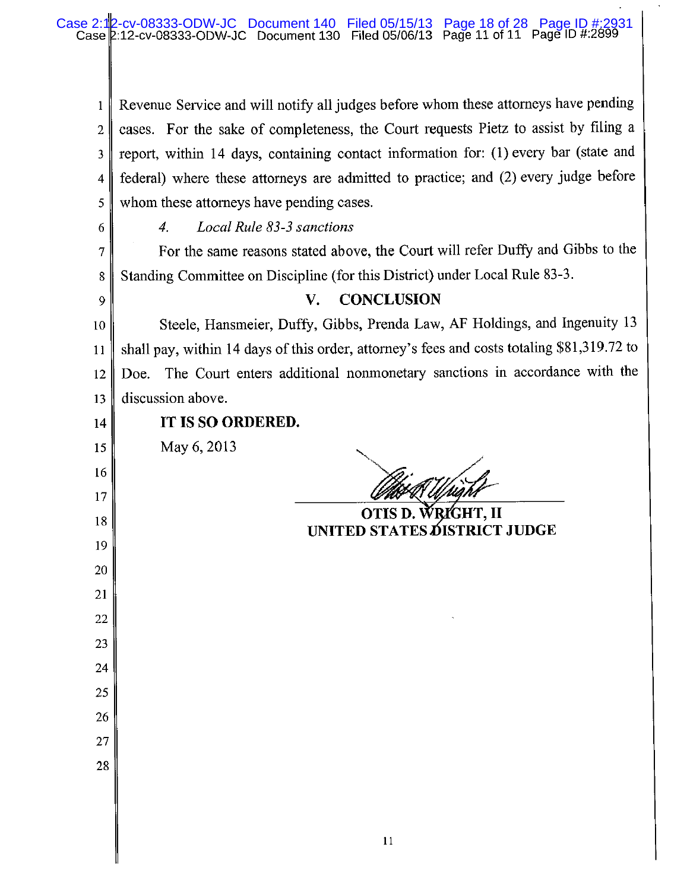Revenue Service and will notify all judges before whom these attorneys have pending cases. For the sake of completeness, the Court requests Pietz to assist by filing a report, within 14 days, containing contact information for: (1) every bar (state and federal) where these attorneys are admitted to practice; and (2) every judge before whom these attorneys have pending cases.

*4. Local Rule 83-3 sanctions*

For the same reasons stated above, the Court will refer Duffy and Gibbs to the Standing Committee on Discipline (for this District) under Local Rule 83-3.

## V. CONCLUSION

Steele, Hansmeier, Duffy, Gibbs, Prenda Law, AF Holdings, and Ingenuity 13 shall pay, within 14 days of this order, attorney's fees and costs totaling $81,319.72 to Doe. The Court enters additional nonmonetary sanctions in accordance with the discussion above.

**IT IS SO ORDERED.**

May 6, 2013

**OTIS D. WRIGHT, II**
**UNITED STATES DISTRICT JUDGE**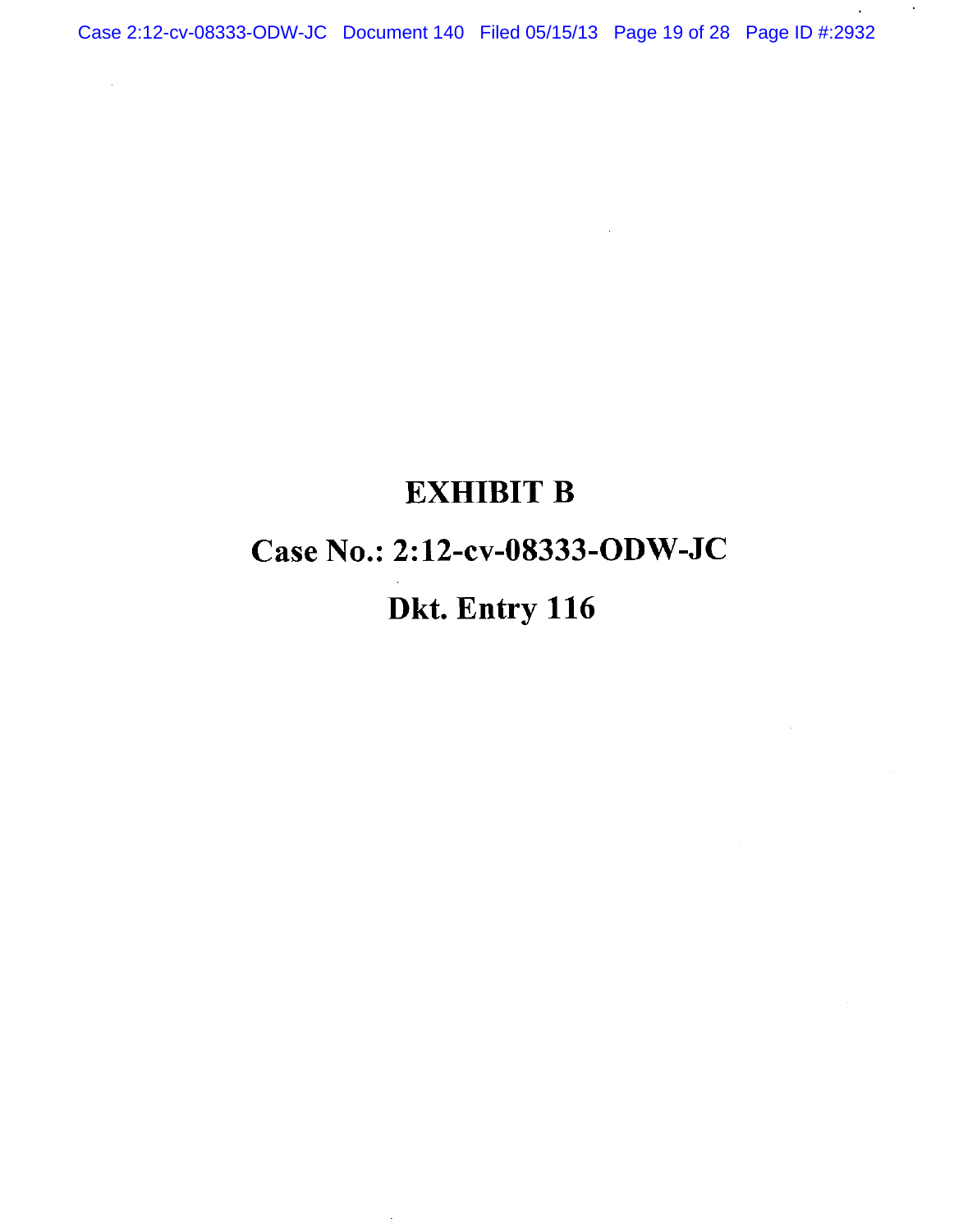# EXHIBIT B

# Case No.: 2:12-cv-08333-ODW-JC

# Dkt. Entry 116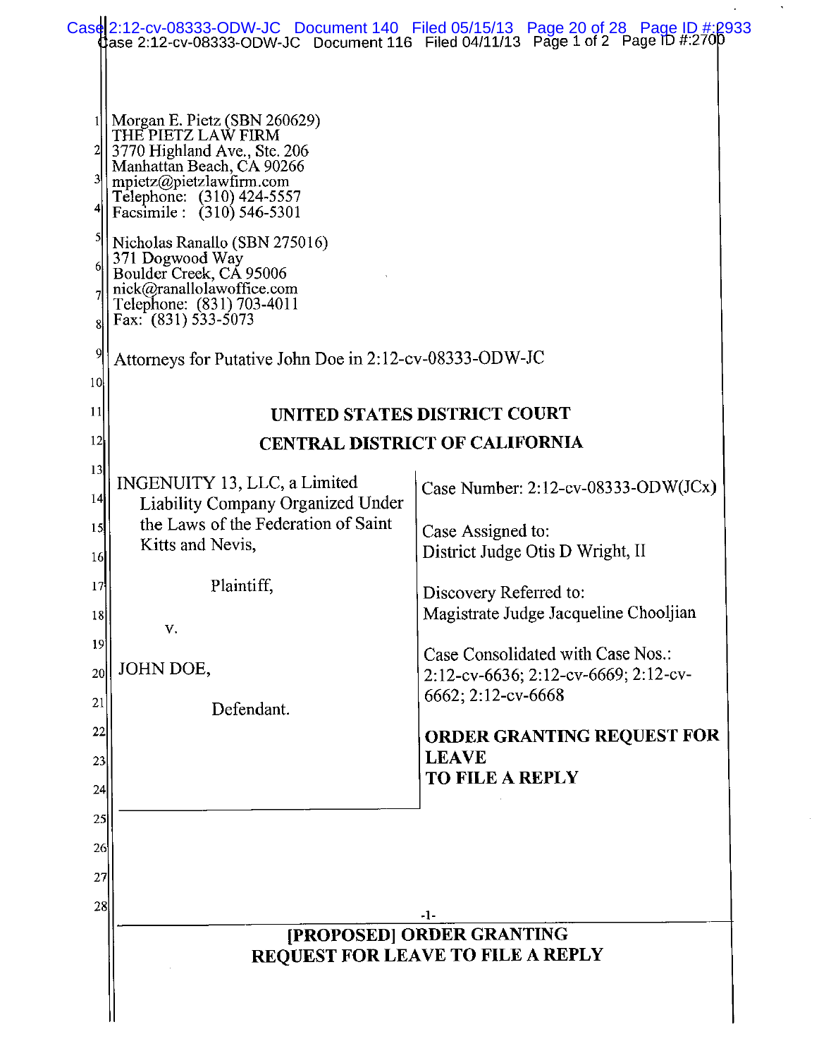Morgan E. Pietz (SBN 260629)
THE PIETZ LAW FIRM
3770 Highland Ave., Ste. 206
Manhattan Beach, CA 90266
mpietz@pietzlawfirm.com
Telephone: (310) 424-5557
Facsimile : (310) 546-5301

Nicholas Ranallo (SBN 275016)
371 Dogwood Way
Boulder Creek, CA 95006
nick@ranallolawoffice.com
Telephone: (831) 703-4011
Fax: (831) 533-5073

Attorneys for Putative John Doe in 2:12-cv-08333-ODW-JC

## UNITED STATES DISTRICT COURT

## CENTRAL DISTRICT OF CALIFORNIA

INGENUITY 13, LLC, a Limited Liability Company Organized Under the Laws of the Federation of Saint Kitts and Nevis,

Plaintiff,

v.

JOHN DOE,

Defendant.

Case Number: 2:12-cv-08333-ODW(JCx)

Case Assigned to:
District Judge Otis D Wright, II

Discovery Referred to:
Magistrate Judge Jacqueline Chooljian

Case Consolidated with Case Nos.:
2:12-cv-6636; 2:12-cv-6669; 2:12-cv-6662; 2:12-cv-6668

**ORDER GRANTING REQUEST FOR LEAVE TO FILE A REPLY**

**[PROPOSED] ORDER GRANTING REQUEST FOR LEAVE TO FILE A REPLY**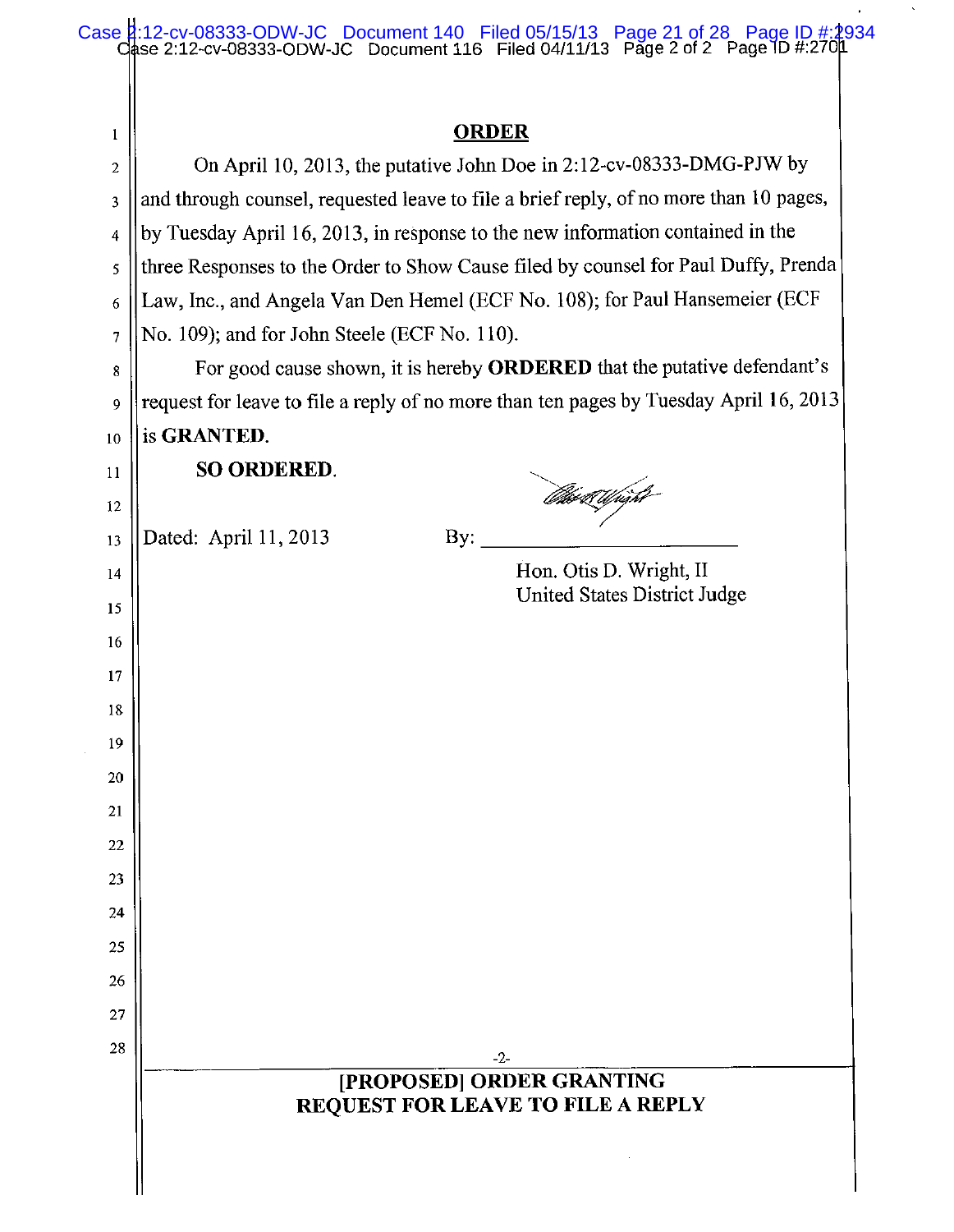## ORDER

On April 10, 2013, the putative John Doe in 2:12-cv-08333-DMG-PJW by and through counsel, requested leave to file a brief reply, of no more than 10 pages, by Tuesday April 16, 2013, in response to the new information contained in the three Responses to the Order to Show Cause filed by counsel for Paul Duffy, Prenda Law, Inc., and Angela Van Den Hemel (ECF No. 108); for Paul Hansemeier (ECF No. 109); and for John Steele (ECF No. 110).

For good cause shown, it is hereby **ORDERED** that the putative defendant's request for leave to file a reply of no more than ten pages by Tuesday April 16, 2013 is **GRANTED**.

**SO ORDERED.**

Dated: April 11, 2013

By: \_\_\_\_\_\_\_\_\_\_\_\_\_\_\_\_\_\_\_\_\_\_\_\_

Hon. Otis D. Wright, II
United States District Judge

**[PROPOSED] ORDER GRANTING REQUEST FOR LEAVE TO FILE A REPLY**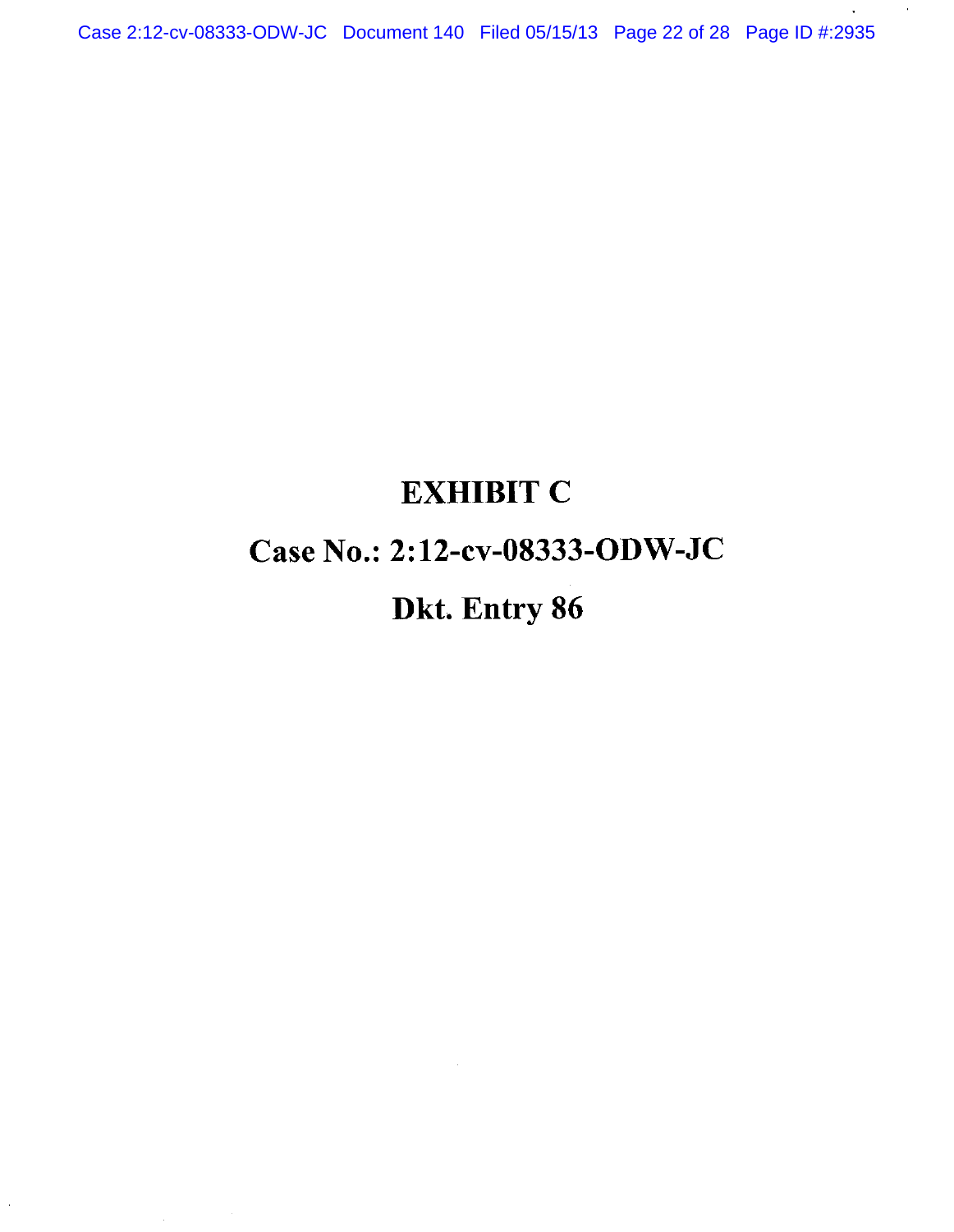# EXHIBIT C

# Case No.: 2:12-cv-08333-ODW-JC

# Dkt. Entry 86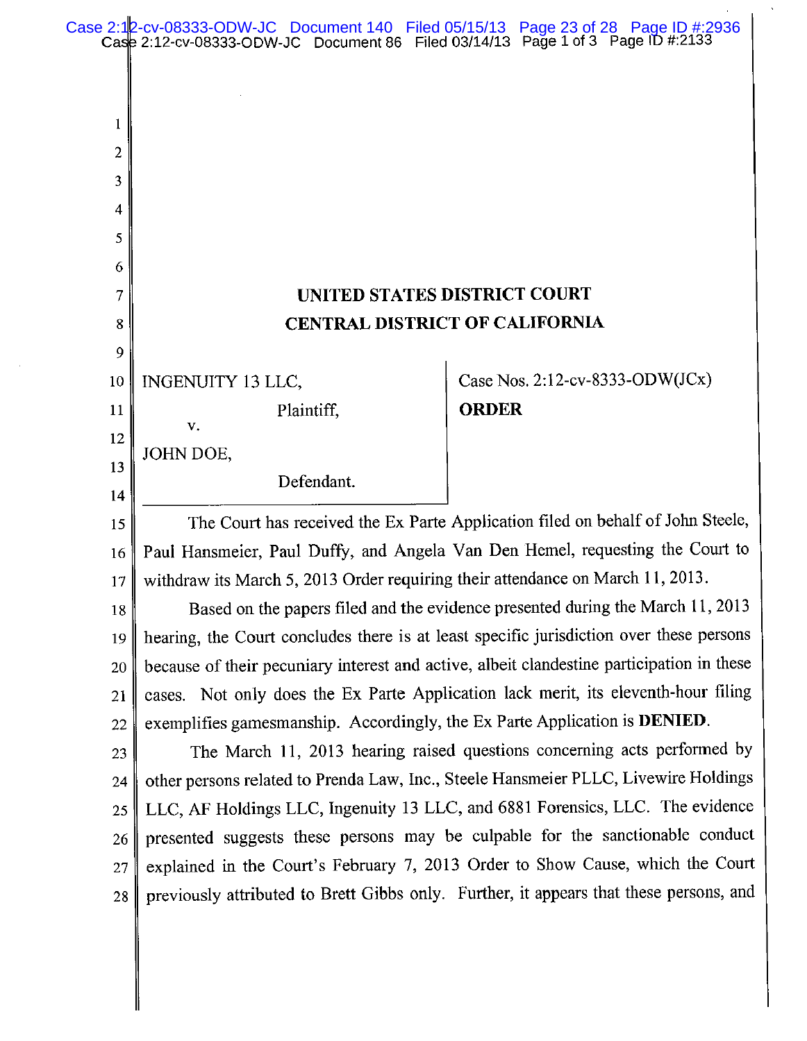**UNITED STATES DISTRICT COURT**
**CENTRAL DISTRICT OF CALIFORNIA**

| INGENUITY 13 LLC, Plaintiff, v. JOHN DOE, Defendant. | Case Nos. 2:12-cv-8333-ODW(JCx) **ORDER** |
|---|---|

The Court has received the Ex Parte Application filed on behalf of John Steele, Paul Hansmeier, Paul Duffy, and Angela Van Den Hemel, requesting the Court to withdraw its March 5, 2013 Order requiring their attendance on March 11, 2013.

Based on the papers filed and the evidence presented during the March 11, 2013 hearing, the Court concludes there is at least specific jurisdiction over these persons because of their pecuniary interest and active, albeit clandestine participation in these cases. Not only does the Ex Parte Application lack merit, its eleventh-hour filing exemplifies gamesmanship. Accordingly, the Ex Parte Application is **DENIED**.

The March 11, 2013 hearing raised questions concerning acts performed by other persons related to Prenda Law, Inc., Steele Hansmeier PLLC, Livewire Holdings LLC, AF Holdings LLC, Ingenuity 13 LLC, and 6881 Forensics, LLC. The evidence presented suggests these persons may be culpable for the sanctionable conduct explained in the Court's February 7, 2013 Order to Show Cause, which the Court previously attributed to Brett Gibbs only. Further, it appears that these persons, and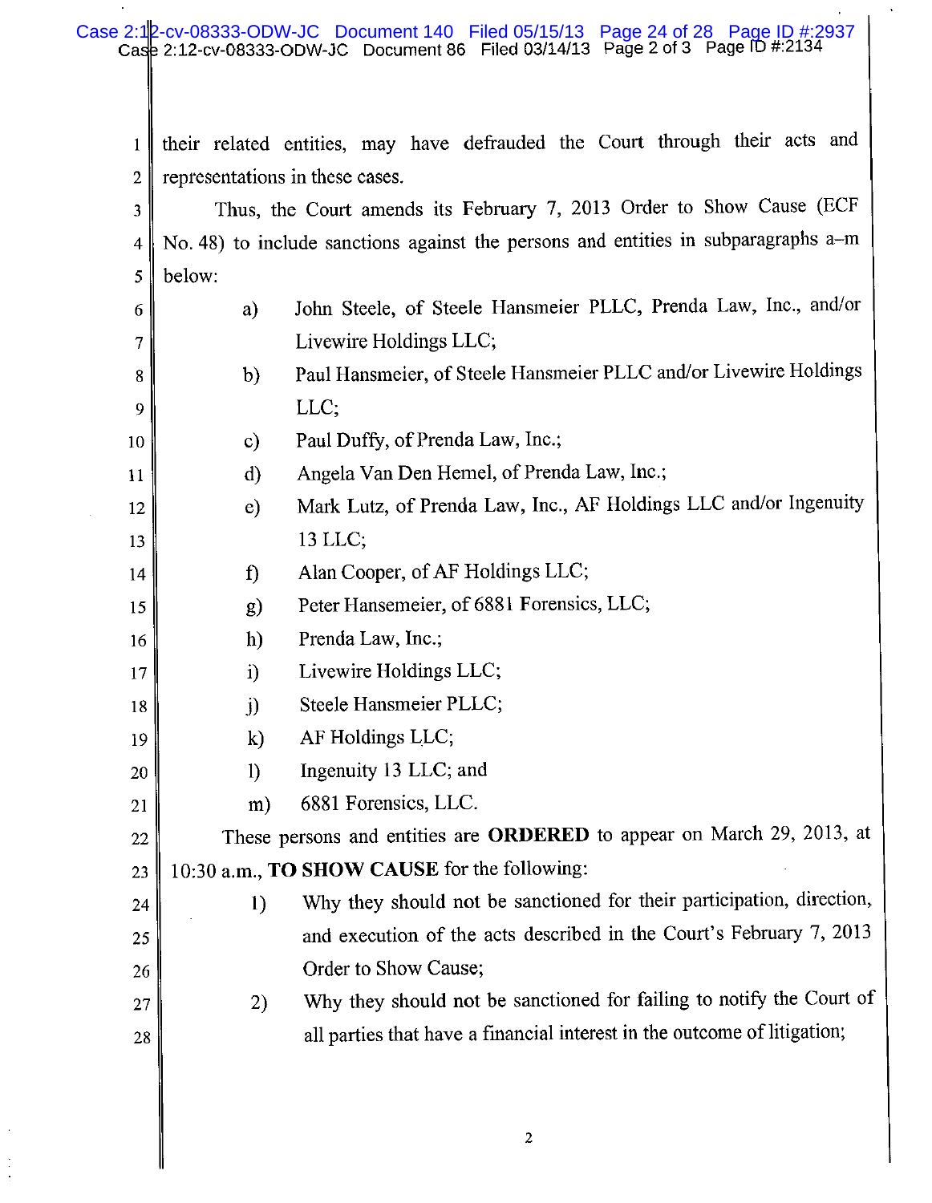their related entities, may have defrauded the Court through their acts and representations in these cases.

Thus, the Court amends its February 7, 2013 Order to Show Cause (ECF No. 48) to include sanctions against the persons and entities in subparagraphs a–m below:

a) John Steele, of Steele Hansmeier PLLC, Prenda Law, Inc., and/or Livewire Holdings LLC;

b) Paul Hansmeier, of Steele Hansmeier PLLC and/or Livewire Holdings LLC;

c) Paul Duffy, of Prenda Law, Inc.;

d) Angela Van Den Hemel, of Prenda Law, Inc.;

e) Mark Lutz, of Prenda Law, Inc., AF Holdings LLC and/or Ingenuity 13 LLC;

f) Alan Cooper, of AF Holdings LLC;

g) Peter Hansemeier, of 6881 Forensics, LLC;

h) Prenda Law, Inc.;

i) Livewire Holdings LLC;

j) Steele Hansmeier PLLC;

k) AF Holdings LLC;

l) Ingenuity 13 LLC; and

m) 6881 Forensics, LLC.

These persons and entities are **ORDERED** to appear on March 29, 2013, at 10:30 a.m., **TO SHOW CAUSE** for the following:

1) Why they should not be sanctioned for their participation, direction, and execution of the acts described in the Court's February 7, 2013 Order to Show Cause;

2) Why they should not be sanctioned for failing to notify the Court of all parties that have a financial interest in the outcome of litigation;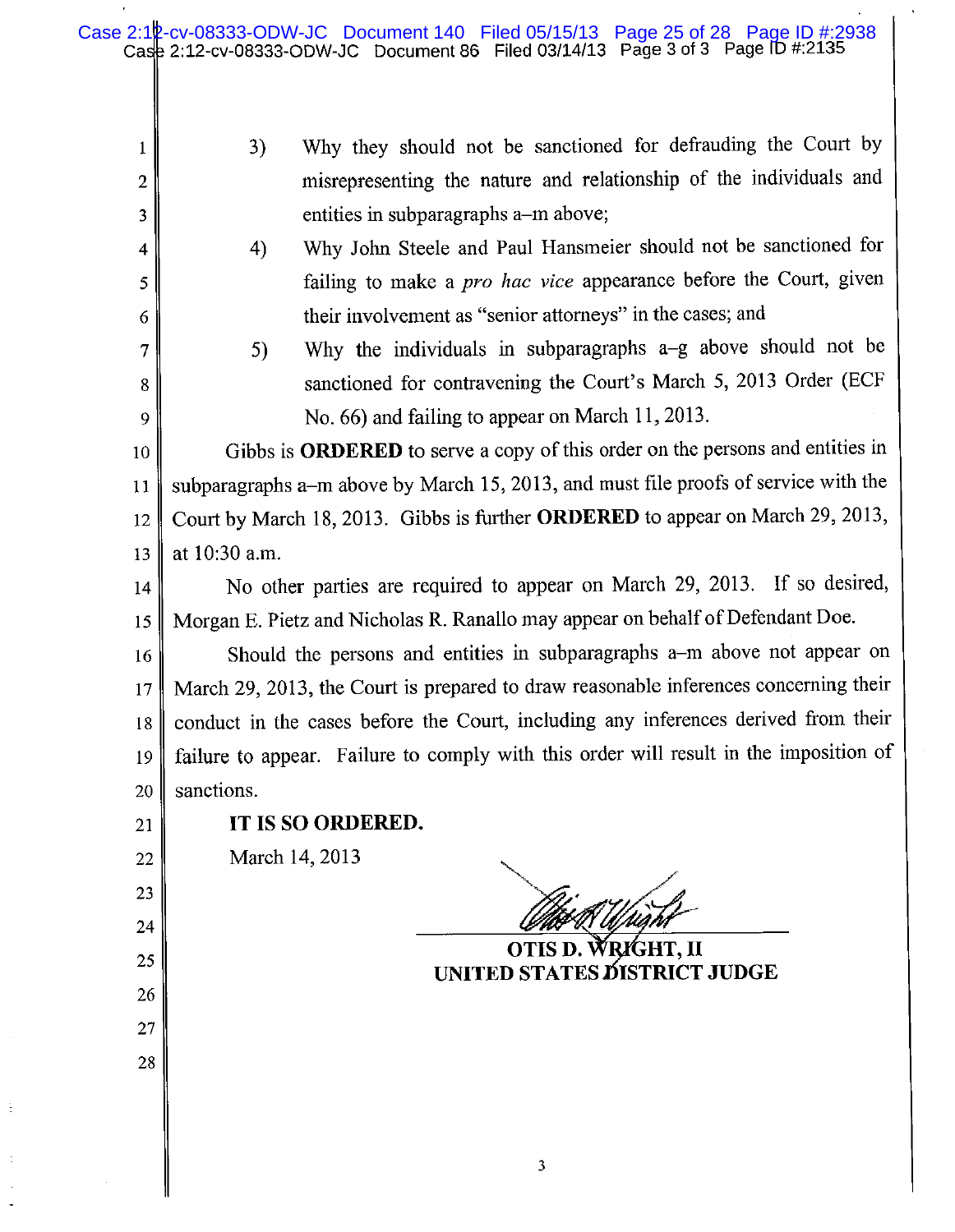3) Why they should not be sanctioned for defrauding the Court by misrepresenting the nature and relationship of the individuals and entities in subparagraphs a–m above;

4) Why John Steele and Paul Hansmeier should not be sanctioned for failing to make a *pro hac vice* appearance before the Court, given their involvement as "senior attorneys" in the cases; and

5) Why the individuals in subparagraphs a–g above should not be sanctioned for contravening the Court's March 5, 2013 Order (ECF No. 66) and failing to appear on March 11, 2013.

Gibbs is **ORDERED** to serve a copy of this order on the persons and entities in subparagraphs a–m above by March 15, 2013, and must file proofs of service with the Court by March 18, 2013. Gibbs is further **ORDERED** to appear on March 29, 2013, at 10:30 a.m.

No other parties are required to appear on March 29, 2013. If so desired, Morgan E. Pietz and Nicholas R. Ranallo may appear on behalf of Defendant Doe.

Should the persons and entities in subparagraphs a–m above not appear on March 29, 2013, the Court is prepared to draw reasonable inferences concerning their conduct in the cases before the Court, including any inferences derived from their failure to appear. Failure to comply with this order will result in the imposition of sanctions.

**IT IS SO ORDERED.**

March 14, 2013

**OTIS D. WRIGHT, II**
**UNITED STATES DISTRICT JUDGE**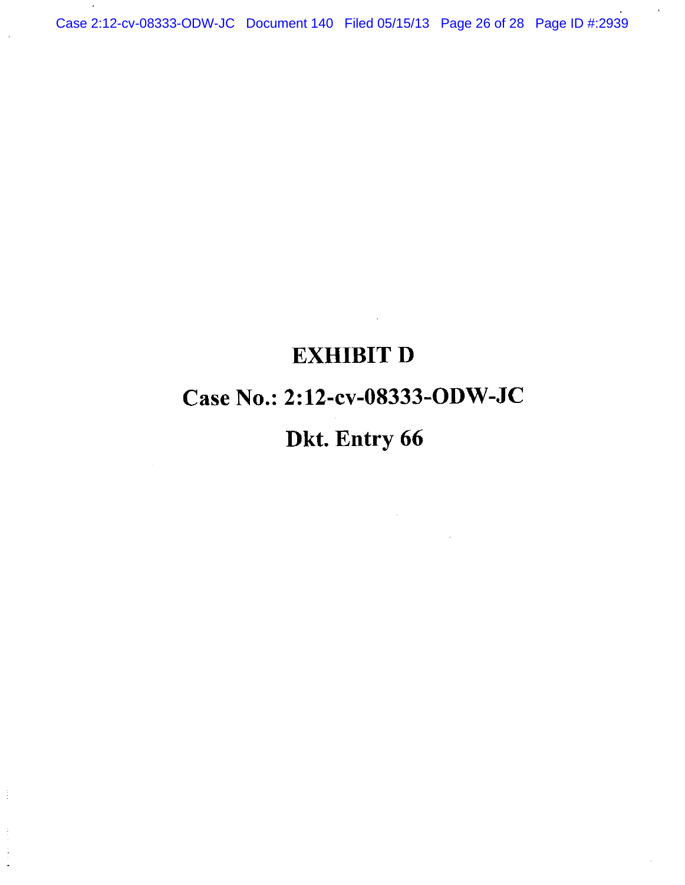# EXHIBIT D

# Case No.: 2:12-cv-08333-ODW-JC

# Dkt. Entry 66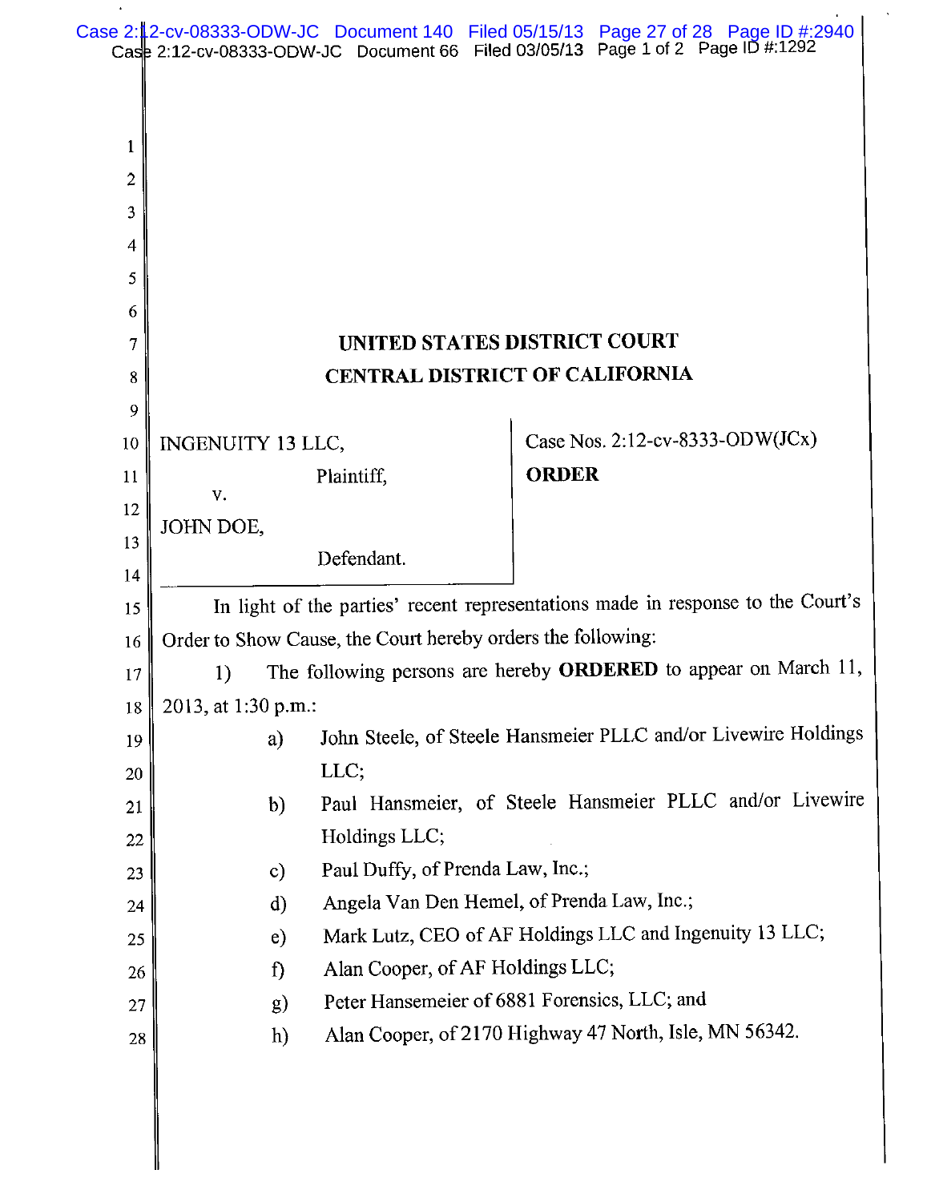UNITED STATES DISTRICT COURT
CENTRAL DISTRICT OF CALIFORNIA

INGENUITY 13 LLC,
Plaintiff,
v.
JOHN DOE,
Defendant.

Case Nos. 2:12-cv-8333-ODW(JCx)

**ORDER**

In light of the parties' recent representations made in response to the Court's Order to Show Cause, the Court hereby orders the following:

1) The following persons are hereby **ORDERED** to appear on March 11, 2013, at 1:30 p.m.:

a) John Steele, of Steele Hansmeier PLLC and/or Livewire Holdings LLC;

b) Paul Hansmeier, of Steele Hansmeier PLLC and/or Livewire Holdings LLC;

c) Paul Duffy, of Prenda Law, Inc.;

d) Angela Van Den Hemel, of Prenda Law, Inc.;

e) Mark Lutz, CEO of AF Holdings LLC and Ingenuity 13 LLC;

f) Alan Cooper, of AF Holdings LLC;

g) Peter Hansemeier of 6881 Forensics, LLC; and

h) Alan Cooper, of 2170 Highway 47 North, Isle, MN 56342.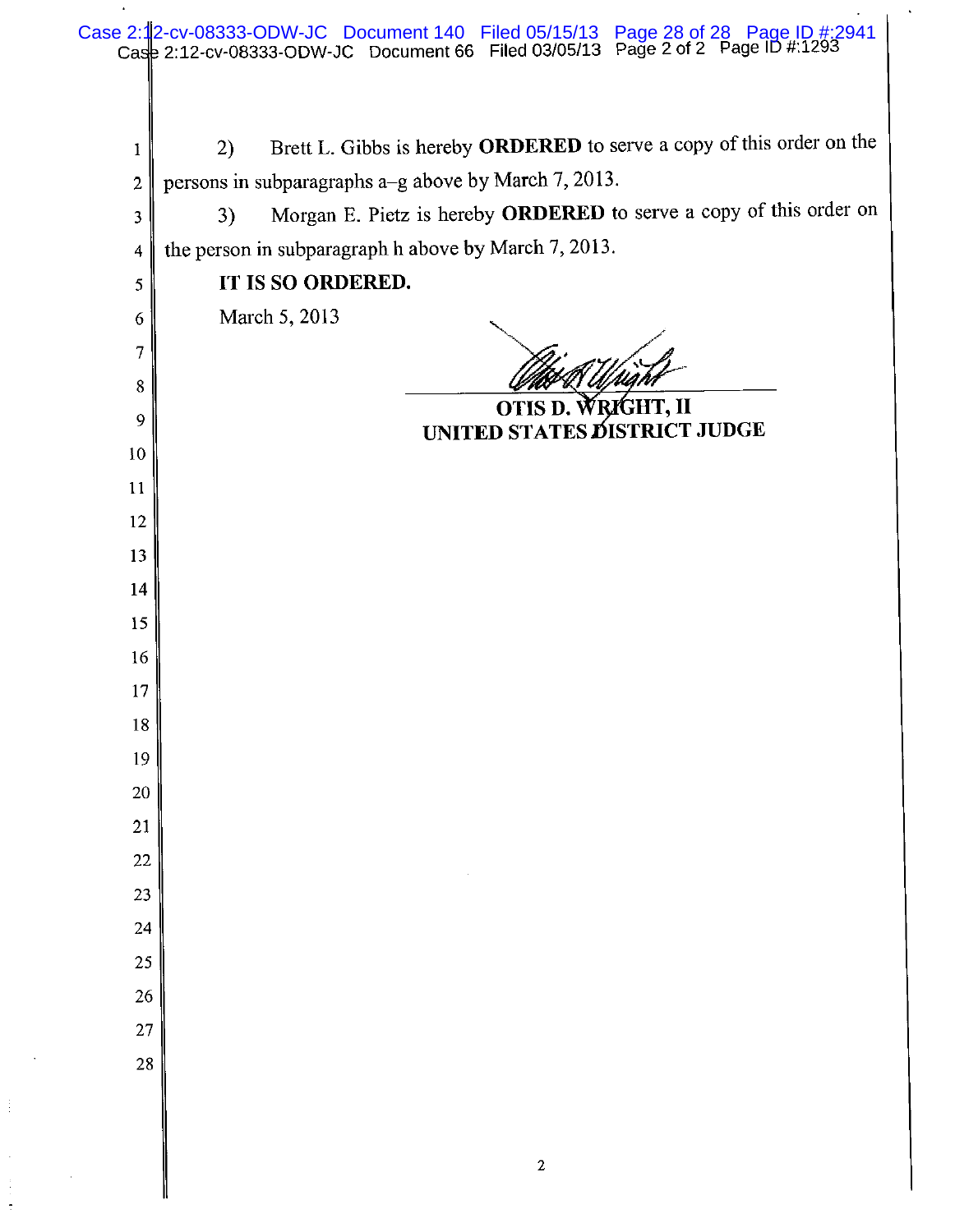2) Brett L. Gibbs is hereby **ORDERED** to serve a copy of this order on the persons in subparagraphs a–g above by March 7, 2013.

3) Morgan E. Pietz is hereby **ORDERED** to serve a copy of this order on the person in subparagraph h above by March 7, 2013.

**IT IS SO ORDERED.**

March 5, 2013

**OTIS D. WRIGHT, II**
**UNITED STATES DISTRICT JUDGE**